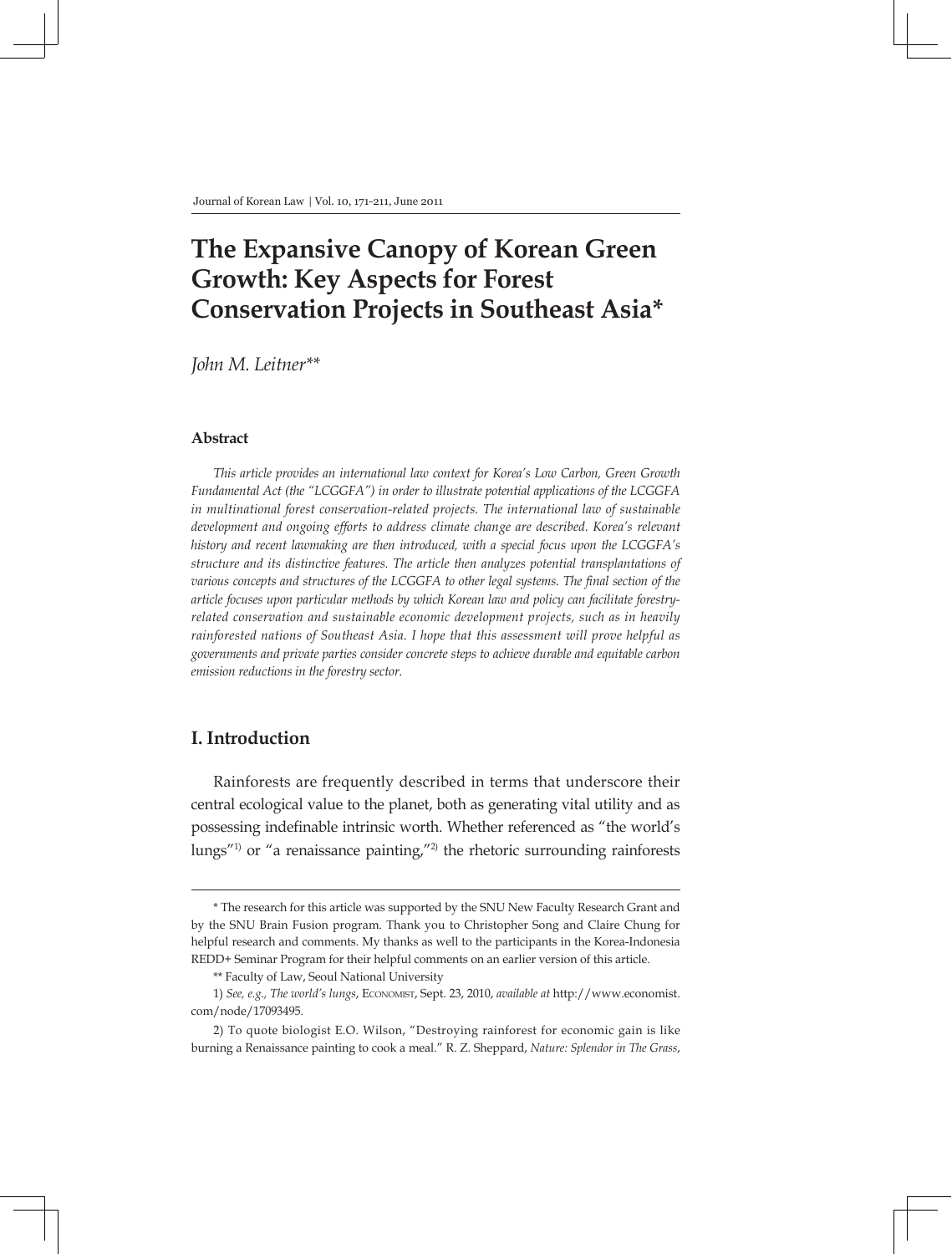# The Expansive Canopy of Korean Green Growth: Key Aspects for Forest Conservation Projects in Southeast Asia*

*John M. Leitner***

## Abstract

*This article provides an international law context for Korea's Low Carbon, Green Growth Fundamental Act (the "LCGGFA") in order to illustrate potential applications of the LCGGFA in multinational forest conservation-related projects. The international law of sustainable development and ongoing efforts to address climate change are described. Korea's relevant history and recent lawmaking are then introduced, with a special focus upon the LCGGFA's structure and its distinctive features. The article then analyzes potential transplantations of various concepts and structures of the LCGGFA to other legal systems. The final section of the article focuses upon particular methods by which Korean law and policy can facilitate forestry-related conservation and sustainable economic development projects, such as in heavily rainforested nations of Southeast Asia. I hope that this assessment will prove helpful as governments and private parties consider concrete steps to achieve durable and equitable carbon emission reductions in the forestry sector.*

## I. Introduction

Rainforests are frequently described in terms that underscore their central ecological value to the planet, both as generating vital utility and as possessing indefinable intrinsic worth. Whether referenced as "the world's lungs"[1] or "a renaissance painting,"[2] the rhetoric surrounding rainforests

---

\* The research for this article was supported by the SNU New Faculty Research Grant and by the SNU Brain Fusion program. Thank you to Christopher Song and Claire Chung for helpful research and comments. My thanks as well to the participants in the Korea-Indonesia REDD+ Seminar Program for their helpful comments on an earlier version of this article.

\** Faculty of Law, Seoul National University

1) *See, e.g., The world's lungs*, ECONOMIST, Sept. 23, 2010, *available at* http://www.economist.com/node/17093495.

2) To quote biologist E.O. Wilson, "Destroying rainforest for economic gain is like burning a Renaissance painting to cook a meal." R. Z. Sheppard, *Nature: Splendor in The Grass*,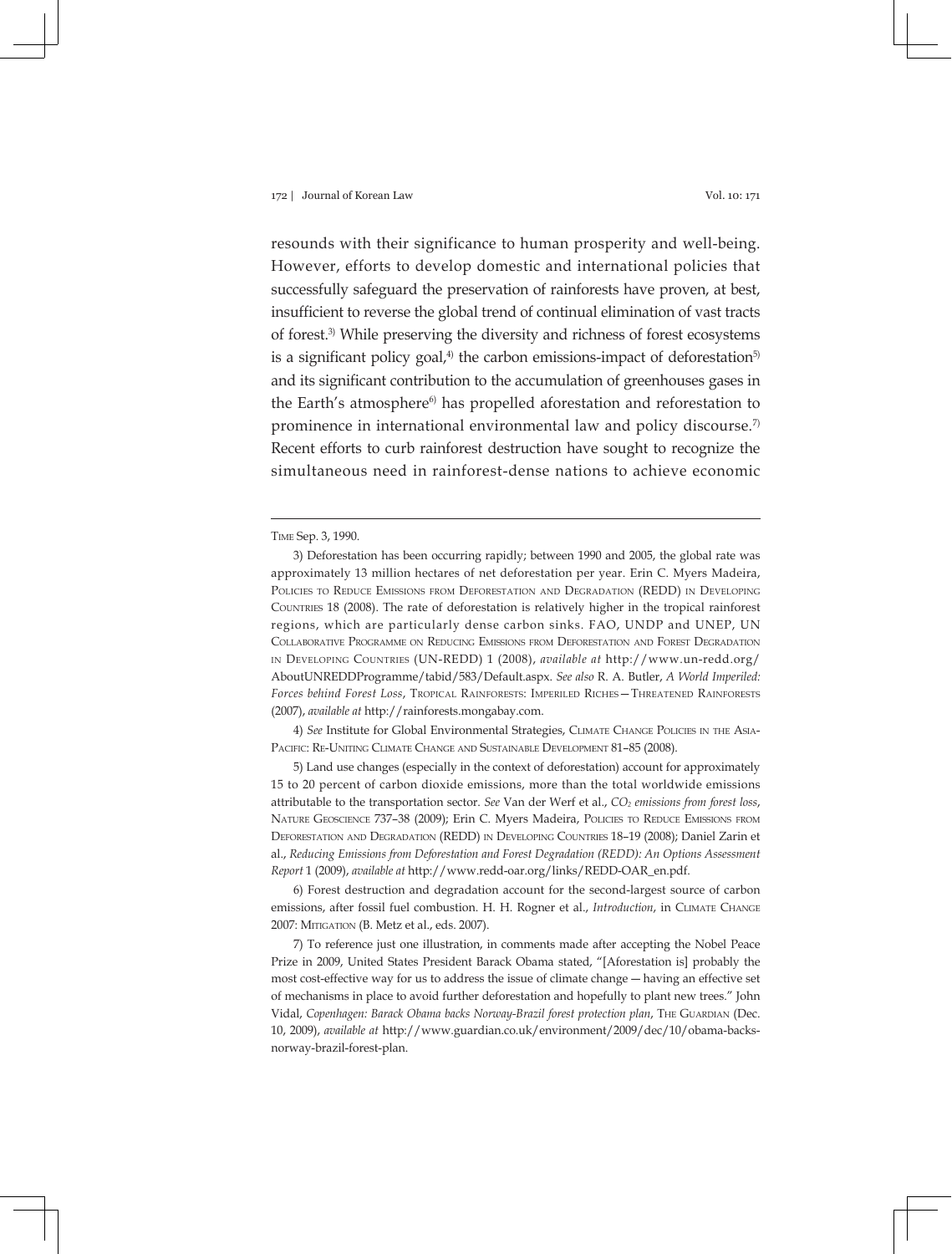resounds with their significance to human prosperity and well-being. However, efforts to develop domestic and international policies that successfully safeguard the preservation of rainforests have proven, at best, insufficient to reverse the global trend of continual elimination of vast tracts of forest.[3] While preserving the diversity and richness of forest ecosystems is a significant policy goal,[4] the carbon emissions-impact of deforestation[5] and its significant contribution to the accumulation of greenhouses gases in the Earth's atmosphere[6] has propelled aforestation and reforestation to prominence in international environmental law and policy discourse.[7] Recent efforts to curb rainforest destruction have sought to recognize the simultaneous need in rainforest-dense nations to achieve economic

---

Time Sep. 3, 1990.

3) Deforestation has been occurring rapidly; between 1990 and 2005, the global rate was approximately 13 million hectares of net deforestation per year. Erin C. Myers Madeira, Policies to Reduce Emissions from Deforestation and Degradation (REDD) in Developing Countries 18 (2008). The rate of deforestation is relatively higher in the tropical rainforest regions, which are particularly dense carbon sinks. FAO, UNDP and UNEP, UN Collaborative Programme on Reducing Emissions from Deforestation and Forest Degradation in Developing Countries (UN-REDD) 1 (2008), *available at* http://www.un-redd.org/AboutUNREDDProgramme/tabid/583/Default.aspx. *See also* R. A. Butler, *A World Imperiled: Forces behind Forest Loss*, Tropical Rainforests: Imperiled Riches—Threatened Rainforests (2007), *available at* http://rainforests.mongabay.com.

4) *See* Institute for Global Environmental Strategies, Climate Change Policies in the Asia-Pacific: Re-Uniting Climate Change and Sustainable Development 81–85 (2008).

5) Land use changes (especially in the context of deforestation) account for approximately 15 to 20 percent of carbon dioxide emissions, more than the total worldwide emissions attributable to the transportation sector. *See* Van der Werf et al., *$CO_2$ emissions from forest loss*, Nature Geoscience 737–38 (2009); Erin C. Myers Madeira, Policies to Reduce Emissions from Deforestation and Degradation (REDD) in Developing Countries 18–19 (2008); Daniel Zarin et al., *Reducing Emissions from Deforestation and Forest Degradation (REDD): An Options Assessment Report* 1 (2009), *available at* http://www.redd-oar.org/links/REDD-OAR_en.pdf.

6) Forest destruction and degradation account for the second-largest source of carbon emissions, after fossil fuel combustion. H. H. Rogner et al., *Introduction*, in Climate Change 2007: Mitigation (B. Metz et al., eds. 2007).

7) To reference just one illustration, in comments made after accepting the Nobel Peace Prize in 2009, United States President Barack Obama stated, "[Aforestation is] probably the most cost-effective way for us to address the issue of climate change — having an effective set of mechanisms in place to avoid further deforestation and hopefully to plant new trees." John Vidal, *Copenhagen: Barack Obama backs Norway-Brazil forest protection plan*, The Guardian (Dec. 10, 2009), *available at* http://www.guardian.co.uk/environment/2009/dec/10/obama-backs-norway-brazil-forest-plan.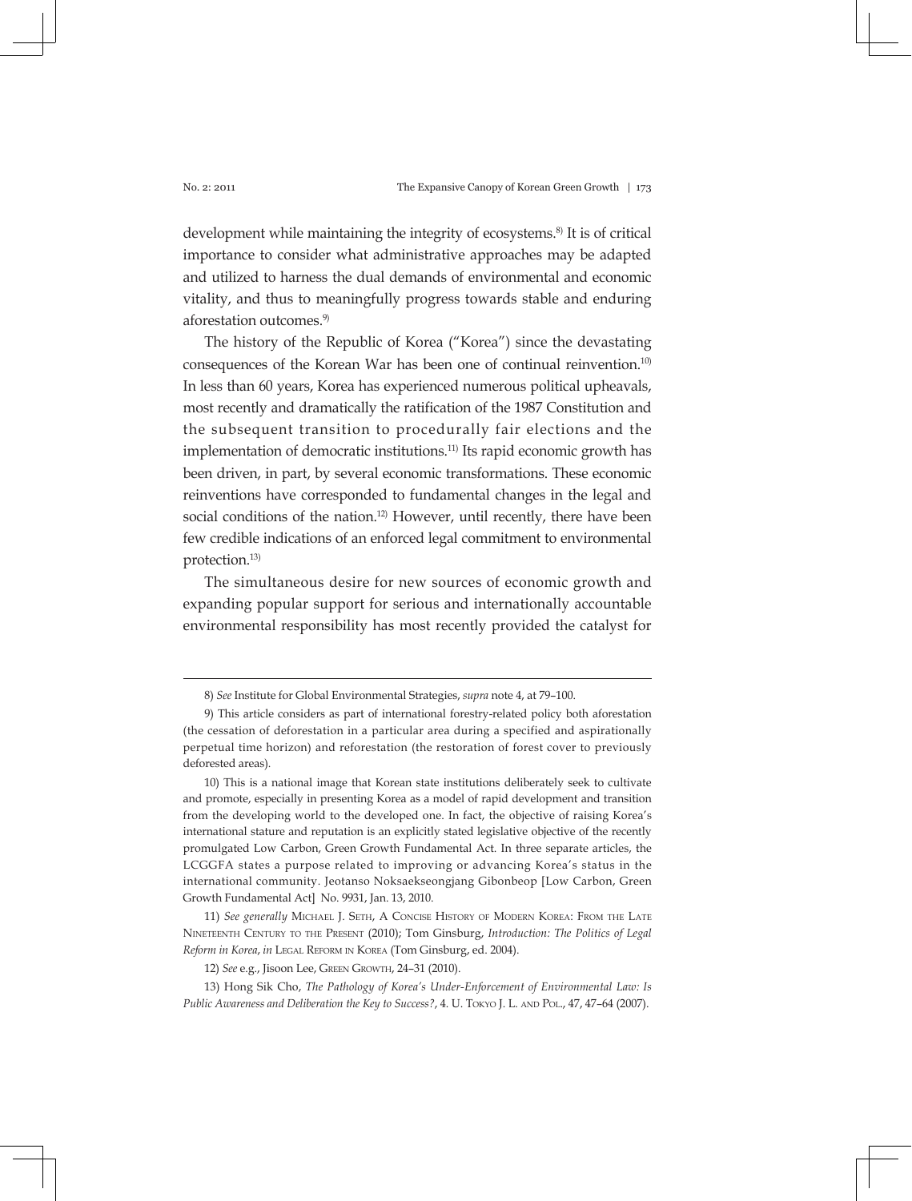development while maintaining the integrity of ecosystems.[8] It is of critical importance to consider what administrative approaches may be adapted and utilized to harness the dual demands of environmental and economic vitality, and thus to meaningfully progress towards stable and enduring aforestation outcomes.[9]

The history of the Republic of Korea ("Korea") since the devastating consequences of the Korean War has been one of continual reinvention.[10] In less than 60 years, Korea has experienced numerous political upheavals, most recently and dramatically the ratification of the 1987 Constitution and the subsequent transition to procedurally fair elections and the implementation of democratic institutions.[11] Its rapid economic growth has been driven, in part, by several economic transformations. These economic reinventions have corresponded to fundamental changes in the legal and social conditions of the nation.[12] However, until recently, there have been few credible indications of an enforced legal commitment to environmental protection.[13]

The simultaneous desire for new sources of economic growth and expanding popular support for serious and internationally accountable environmental responsibility has most recently provided the catalyst for

---

8) *See* Institute for Global Environmental Strategies, *supra* note 4, at 79–100.

9) This article considers as part of international forestry-related policy both aforestation (the cessation of deforestation in a particular area during a specified and aspirationally perpetual time horizon) and reforestation (the restoration of forest cover to previously deforested areas).

10) This is a national image that Korean state institutions deliberately seek to cultivate and promote, especially in presenting Korea as a model of rapid development and transition from the developing world to the developed one. In fact, the objective of raising Korea's international stature and reputation is an explicitly stated legislative objective of the recently promulgated Low Carbon, Green Growth Fundamental Act. In three separate articles, the LCGGFA states a purpose related to improving or advancing Korea's status in the international community. Jeotanso Noksaekseongjang Gibonbeop [Low Carbon, Green Growth Fundamental Act] No. 9931, Jan. 13, 2010.

11) *See generally* Michael J. Seth, A Concise History of Modern Korea: From the Late Nineteenth Century to the Present (2010); Tom Ginsburg, *Introduction: The Politics of Legal Reform in Korea*, *in* Legal Reform in Korea (Tom Ginsburg, ed. 2004).

12) *See* e.g., Jisoon Lee, Green Growth, 24–31 (2010).

13) Hong Sik Cho, *The Pathology of Korea's Under-Enforcement of Environmental Law: Is Public Awareness and Deliberation the Key to Success?*, 4. U. Tokyo J. L. and Pol., 47, 47–64 (2007).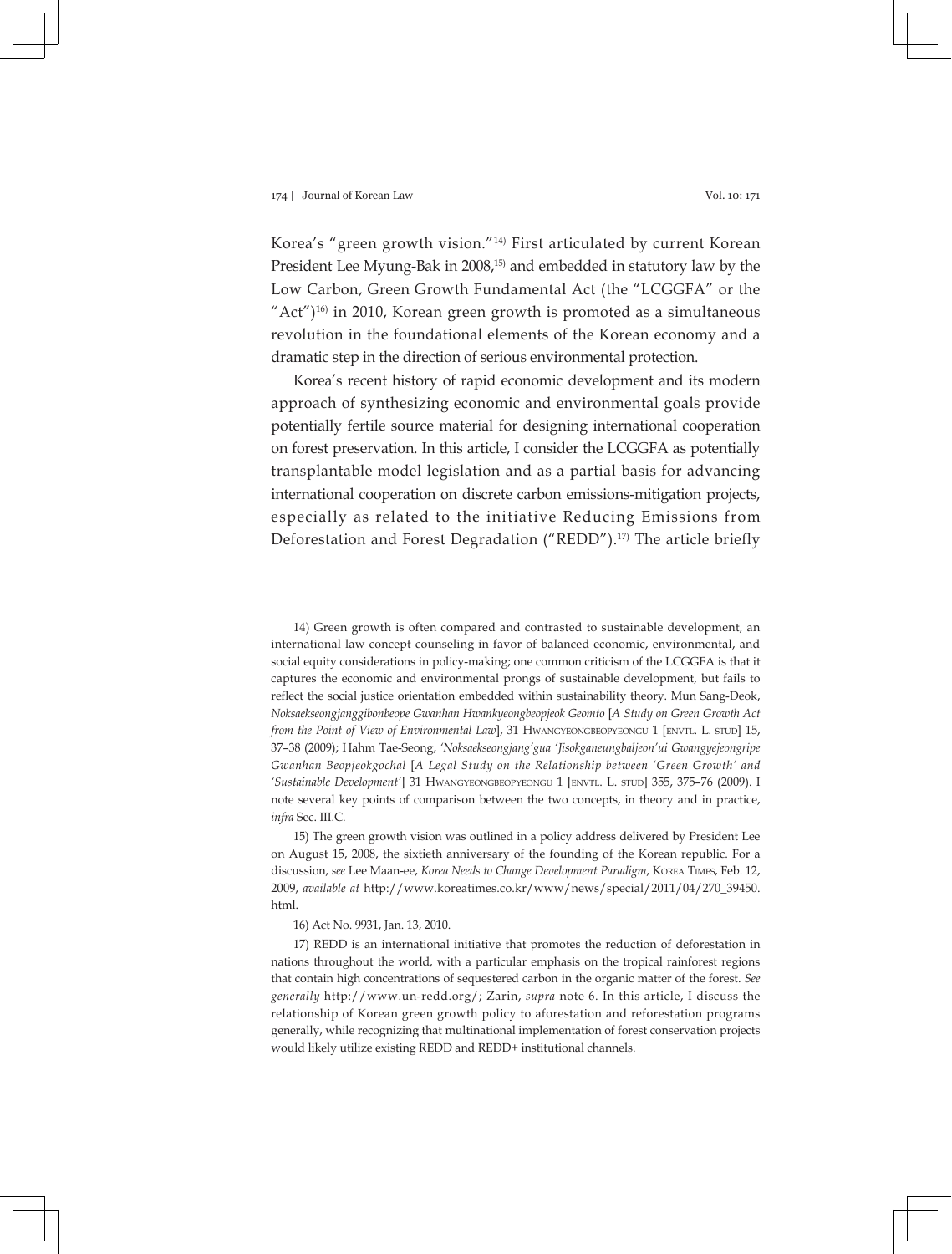Korea's "green growth vision."[14] First articulated by current Korean President Lee Myung-Bak in 2008,[15] and embedded in statutory law by the Low Carbon, Green Growth Fundamental Act (the "LCGGFA" or the "Act")[16] in 2010, Korean green growth is promoted as a simultaneous revolution in the foundational elements of the Korean economy and a dramatic step in the direction of serious environmental protection.

Korea's recent history of rapid economic development and its modern approach of synthesizing economic and environmental goals provide potentially fertile source material for designing international cooperation on forest preservation. In this article, I consider the LCGGFA as potentially transplantable model legislation and as a partial basis for advancing international cooperation on discrete carbon emissions-mitigation projects, especially as related to the initiative Reducing Emissions from Deforestation and Forest Degradation ("REDD").[17] The article briefly

---

14) Green growth is often compared and contrasted to sustainable development, an international law concept counseling in favor of balanced economic, environmental, and social equity considerations in policy-making; one common criticism of the LCGGFA is that it captures the economic and environmental prongs of sustainable development, but fails to reflect the social justice orientation embedded within sustainability theory. Mun Sang-Deok, *Noksaekseongjanggibonbeope Gwanhan Hwankyeongbeopjeok Geomto* [*A Study on Green Growth Act from the Point of View of Environmental Law*], 31 HWANGYEONGBEOPYEONGU 1 [ENVTL. L. STUD] 15, 37–38 (2009); Hahm Tae-Seong, *'Noksaekseongjang'gua 'Jisokganeungbaljeon'ui Gwangyejeongripe Gwanhan Beopjeokgochal* [*A Legal Study on the Relationship between 'Green Growth' and 'Sustainable Development'*] 31 HWANGYEONGBEOPYEONGU 1 [ENVTL. L. STUD] 355, 375–76 (2009). I note several key points of comparison between the two concepts, in theory and in practice, *infra* Sec. III.C.

15) The green growth vision was outlined in a policy address delivered by President Lee on August 15, 2008, the sixtieth anniversary of the founding of the Korean republic. For a discussion, *see* Lee Maan-ee, *Korea Needs to Change Development Paradigm*, KOREA TIMES, Feb. 12, 2009, *available at* http://www.koreatimes.co.kr/www/news/special/2011/04/270_39450.html.

16) Act No. 9931, Jan. 13, 2010.

17) REDD is an international initiative that promotes the reduction of deforestation in nations throughout the world, with a particular emphasis on the tropical rainforest regions that contain high concentrations of sequestered carbon in the organic matter of the forest. *See generally* http://www.un-redd.org/; Zarin, *supra* note 6. In this article, I discuss the relationship of Korean green growth policy to aforestation and reforestation programs generally, while recognizing that multinational implementation of forest conservation projects would likely utilize existing REDD and REDD+ institutional channels.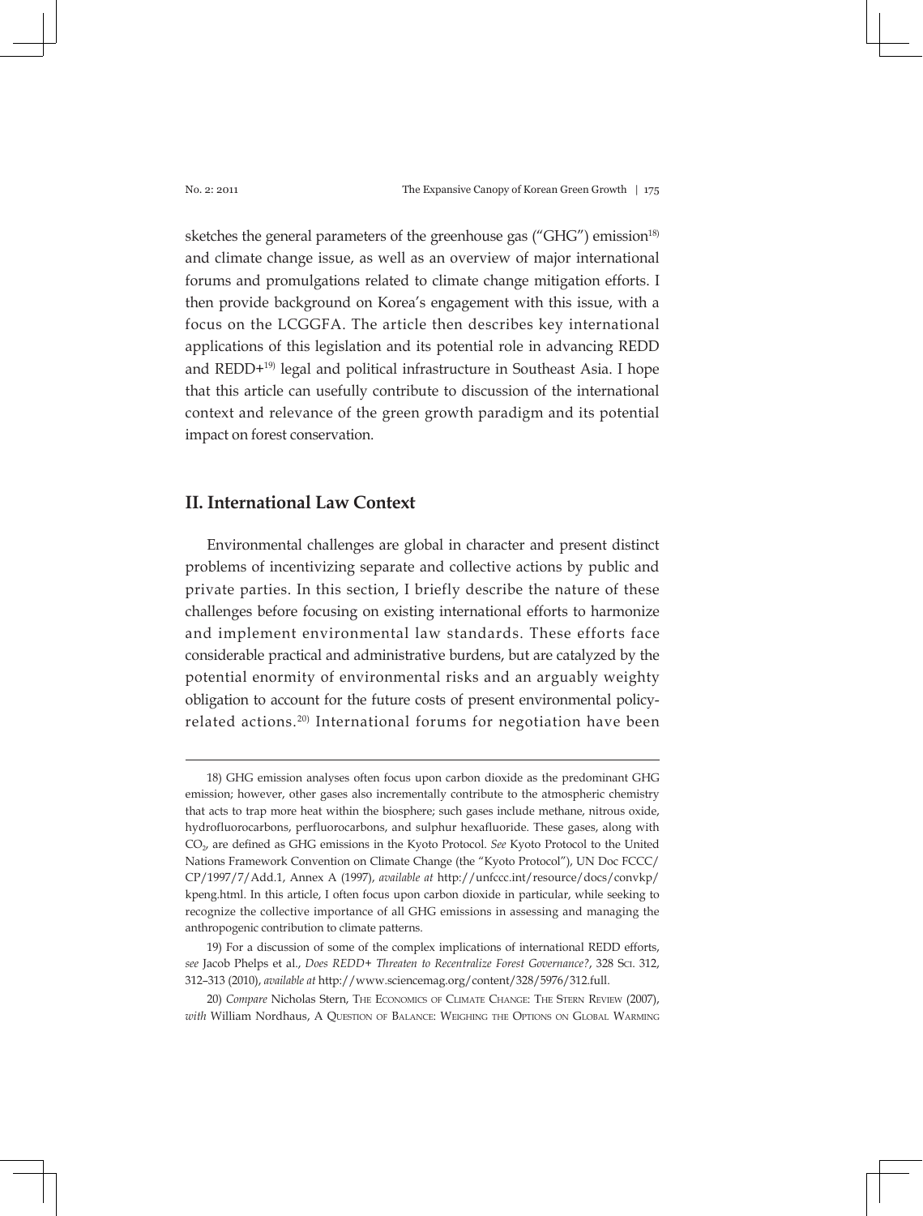sketches the general parameters of the greenhouse gas ("GHG") emission[18] and climate change issue, as well as an overview of major international forums and promulgations related to climate change mitigation efforts. I then provide background on Korea's engagement with this issue, with a focus on the LCGGFA. The article then describes key international applications of this legislation and its potential role in advancing REDD and REDD+[19] legal and political infrastructure in Southeast Asia. I hope that this article can usefully contribute to discussion of the international context and relevance of the green growth paradigm and its potential impact on forest conservation.

## II. International Law Context

Environmental challenges are global in character and present distinct problems of incentivizing separate and collective actions by public and private parties. In this section, I briefly describe the nature of these challenges before focusing on existing international efforts to harmonize and implement environmental law standards. These efforts face considerable practical and administrative burdens, but are catalyzed by the potential enormity of environmental risks and an arguably weighty obligation to account for the future costs of present environmental policy-related actions.[20] International forums for negotiation have been

---

18) GHG emission analyses often focus upon carbon dioxide as the predominant GHG emission; however, other gases also incrementally contribute to the atmospheric chemistry that acts to trap more heat within the biosphere; such gases include methane, nitrous oxide, hydrofluorocarbons, perfluorocarbons, and sulphur hexafluoride. These gases, along with $CO_2$, are defined as GHG emissions in the Kyoto Protocol. *See* Kyoto Protocol to the United Nations Framework Convention on Climate Change (the "Kyoto Protocol"), UN Doc FCCC/CP/1997/7/Add.1, Annex A (1997), *available at* http://unfccc.int/resource/docs/convkp/kpeng.html. In this article, I often focus upon carbon dioxide in particular, while seeking to recognize the collective importance of all GHG emissions in assessing and managing the anthropogenic contribution to climate patterns.

19) For a discussion of some of the complex implications of international REDD efforts, *see* Jacob Phelps et al., *Does REDD+ Threaten to Recentralize Forest Governance?*, 328 Sci. 312, 312–313 (2010), *available at* http://www.sciencemag.org/content/328/5976/312.full.

20) *Compare* Nicholas Stern, The Economics of Climate Change: The Stern Review (2007), *with* William Nordhaus, A Question of Balance: Weighing the Options on Global Warming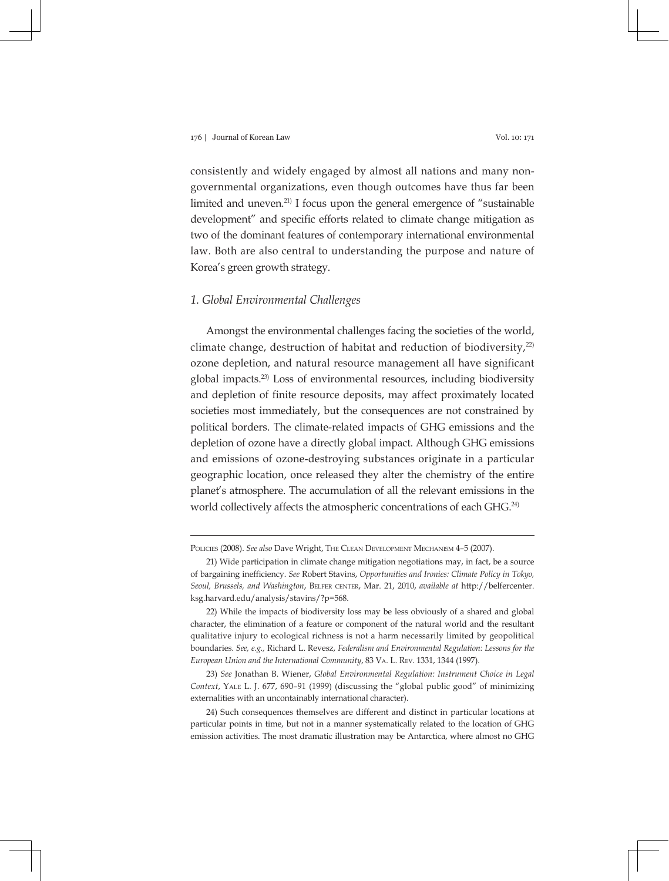consistently and widely engaged by almost all nations and many non-governmental organizations, even though outcomes have thus far been limited and uneven.[21] I focus upon the general emergence of "sustainable development" and specific efforts related to climate change mitigation as two of the dominant features of contemporary international environmental law. Both are also central to understanding the purpose and nature of Korea's green growth strategy.

### *1. Global Environmental Challenges*

Amongst the environmental challenges facing the societies of the world, climate change, destruction of habitat and reduction of biodiversity,[22] ozone depletion, and natural resource management all have significant global impacts.[23] Loss of environmental resources, including biodiversity and depletion of finite resource deposits, may affect proximately located societies most immediately, but the consequences are not constrained by political borders. The climate-related impacts of GHG emissions and the depletion of ozone have a directly global impact. Although GHG emissions and emissions of ozone-destroying substances originate in a particular geographic location, once released they alter the chemistry of the entire planet's atmosphere. The accumulation of all the relevant emissions in the world collectively affects the atmospheric concentrations of each GHG.[24]

---

Policies (2008). *See also* Dave Wright, The Clean Development Mechanism 4–5 (2007).

21) Wide participation in climate change mitigation negotiations may, in fact, be a source of bargaining inefficiency. *See* Robert Stavins, *Opportunities and Ironies: Climate Policy in Tokyo, Seoul, Brussels, and Washington*, Belfer center, Mar. 21, 2010, *available at* http://belfercenter.ksg.harvard.edu/analysis/stavins/?p=568.

22) While the impacts of biodiversity loss may be less obviously of a shared and global character, the elimination of a feature or component of the natural world and the resultant qualitative injury to ecological richness is not a harm necessarily limited by geopolitical boundaries. *See, e.g.*, Richard L. Revesz, *Federalism and Environmental Regulation: Lessons for the European Union and the International Community*, 83 Va. L. Rev. 1331, 1344 (1997).

23) *See* Jonathan B. Wiener, *Global Environmental Regulation: Instrument Choice in Legal Context*, Yale L. J. 677, 690–91 (1999) (discussing the "global public good" of minimizing externalities with an uncontainably international character).

24) Such consequences themselves are different and distinct in particular locations at particular points in time, but not in a manner systematically related to the location of GHG emission activities. The most dramatic illustration may be Antarctica, where almost no GHG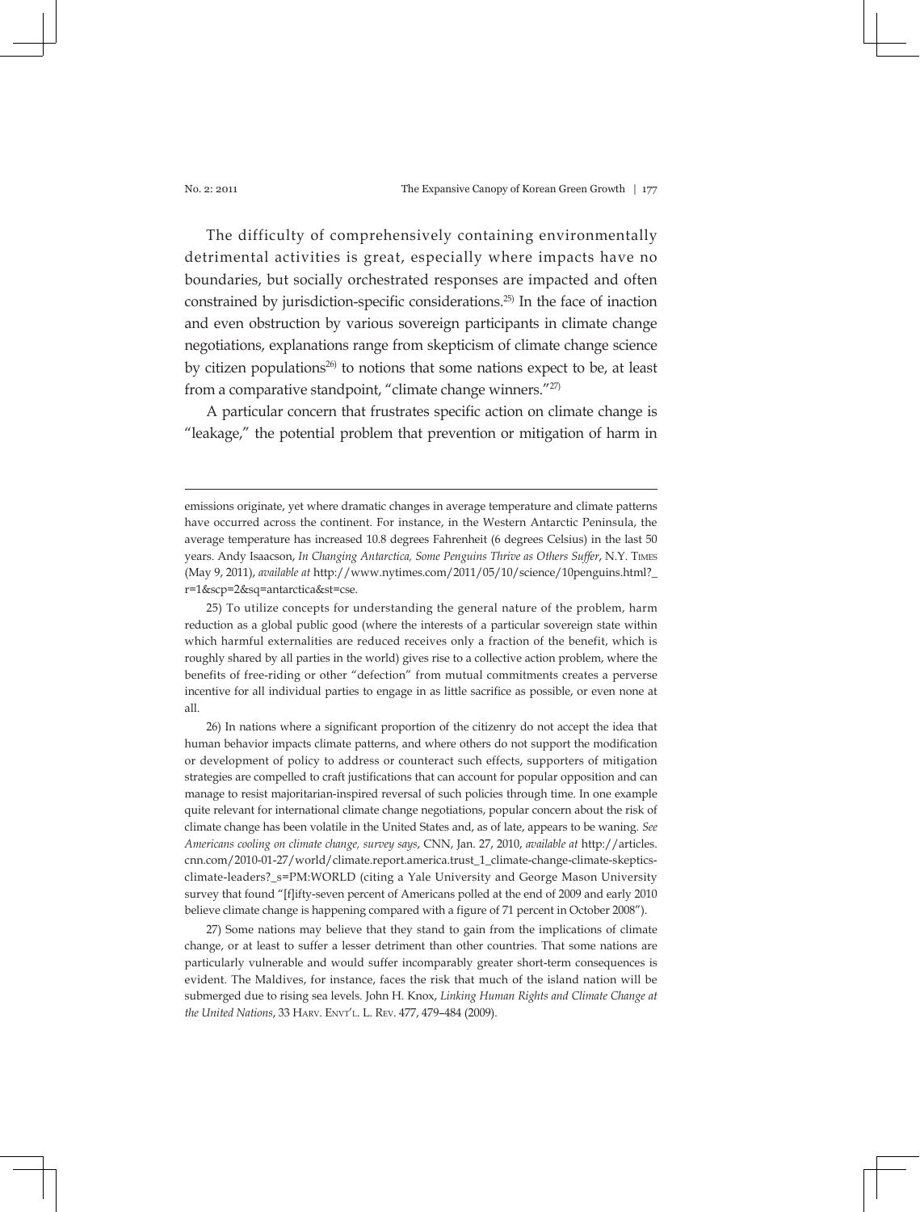The difficulty of comprehensively containing environmentally detrimental activities is great, especially where impacts have no boundaries, but socially orchestrated responses are impacted and often constrained by jurisdiction-specific considerations.[25] In the face of inaction and even obstruction by various sovereign participants in climate change negotiations, explanations range from skepticism of climate change science by citizen populations[26] to notions that some nations expect to be, at least from a comparative standpoint, "climate change winners."[27]

A particular concern that frustrates specific action on climate change is "leakage," the potential problem that prevention or mitigation of harm in

---

emissions originate, yet where dramatic changes in average temperature and climate patterns have occurred across the continent. For instance, in the Western Antarctic Peninsula, the average temperature has increased 10.8 degrees Fahrenheit (6 degrees Celsius) in the last 50 years. Andy Isaacson, *In Changing Antarctica, Some Penguins Thrive as Others Suffer*, N.Y. Times (May 9, 2011), *available at* http://www.nytimes.com/2011/05/10/science/10penguins.html?_r=1&scp=2&sq=antarctica&st=cse.

25) To utilize concepts for understanding the general nature of the problem, harm reduction as a global public good (where the interests of a particular sovereign state within which harmful externalities are reduced receives only a fraction of the benefit, which is roughly shared by all parties in the world) gives rise to a collective action problem, where the benefits of free-riding or other "defection" from mutual commitments creates a perverse incentive for all individual parties to engage in as little sacrifice as possible, or even none at all.

26) In nations where a significant proportion of the citizenry do not accept the idea that human behavior impacts climate patterns, and where others do not support the modification or development of policy to address or counteract such effects, supporters of mitigation strategies are compelled to craft justifications that can account for popular opposition and can manage to resist majoritarian-inspired reversal of such policies through time. In one example quite relevant for international climate change negotiations, popular concern about the risk of climate change has been volatile in the United States and, as of late, appears to be waning. *See Americans cooling on climate change, survey says*, CNN, Jan. 27, 2010, *available at* http://articles.cnn.com/2010-01-27/world/climate.report.america.trust_1_climate-change-climate-skeptics-climate-leaders?_s=PM:WORLD (citing a Yale University and George Mason University survey that found "[f]ifty-seven percent of Americans polled at the end of 2009 and early 2010 believe climate change is happening compared with a figure of 71 percent in October 2008").

27) Some nations may believe that they stand to gain from the implications of climate change, or at least to suffer a lesser detriment than other countries. That some nations are particularly vulnerable and would suffer incomparably greater short-term consequences is evident. The Maldives, for instance, faces the risk that much of the island nation will be submerged due to rising sea levels. John H. Knox, *Linking Human Rights and Climate Change at the United Nations*, 33 Harv. Envt'l. L. Rev. 477, 479–484 (2009).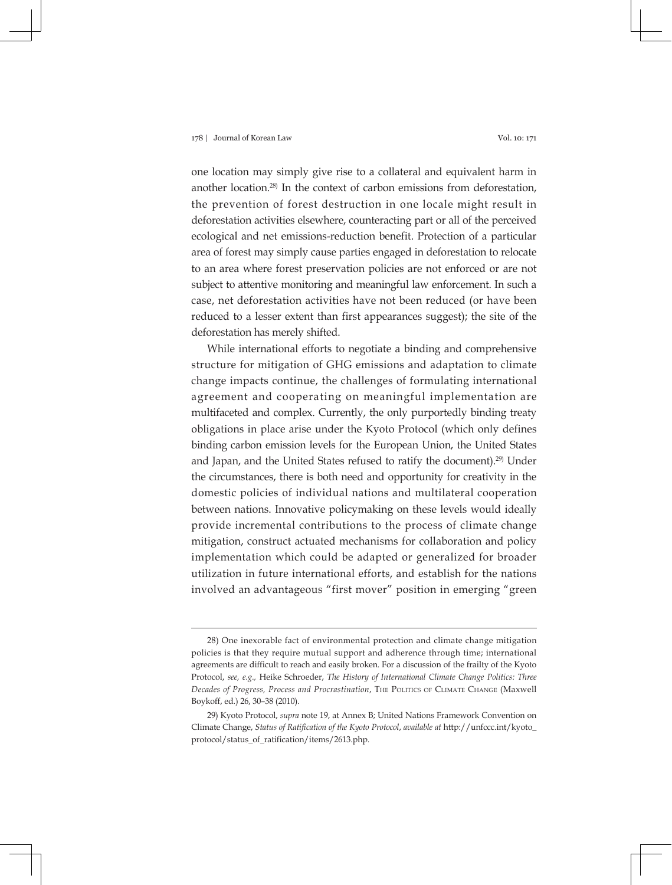one location may simply give rise to a collateral and equivalent harm in another location.[28] In the context of carbon emissions from deforestation, the prevention of forest destruction in one locale might result in deforestation activities elsewhere, counteracting part or all of the perceived ecological and net emissions-reduction benefit. Protection of a particular area of forest may simply cause parties engaged in deforestation to relocate to an area where forest preservation policies are not enforced or are not subject to attentive monitoring and meaningful law enforcement. In such a case, net deforestation activities have not been reduced (or have been reduced to a lesser extent than first appearances suggest); the site of the deforestation has merely shifted.

While international efforts to negotiate a binding and comprehensive structure for mitigation of GHG emissions and adaptation to climate change impacts continue, the challenges of formulating international agreement and cooperating on meaningful implementation are multifaceted and complex. Currently, the only purportedly binding treaty obligations in place arise under the Kyoto Protocol (which only defines binding carbon emission levels for the European Union, the United States and Japan, and the United States refused to ratify the document).[29] Under the circumstances, there is both need and opportunity for creativity in the domestic policies of individual nations and multilateral cooperation between nations. Innovative policymaking on these levels would ideally provide incremental contributions to the process of climate change mitigation, construct actuated mechanisms for collaboration and policy implementation which could be adapted or generalized for broader utilization in future international efforts, and establish for the nations involved an advantageous "first mover" position in emerging "green

---

28) One inexorable fact of environmental protection and climate change mitigation policies is that they require mutual support and adherence through time; international agreements are difficult to reach and easily broken. For a discussion of the frailty of the Kyoto Protocol, *see, e.g.,* Heike Schroeder, *The History of International Climate Change Politics: Three Decades of Progress, Process and Procrastination*, The Politics of Climate Change (Maxwell Boykoff, ed.) 26, 30–38 (2010).

29) Kyoto Protocol, *supra* note 19, at Annex B; United Nations Framework Convention on Climate Change, *Status of Ratification of the Kyoto Protocol*, *available at* http://unfccc.int/kyoto_protocol/status_of_ratification/items/2613.php.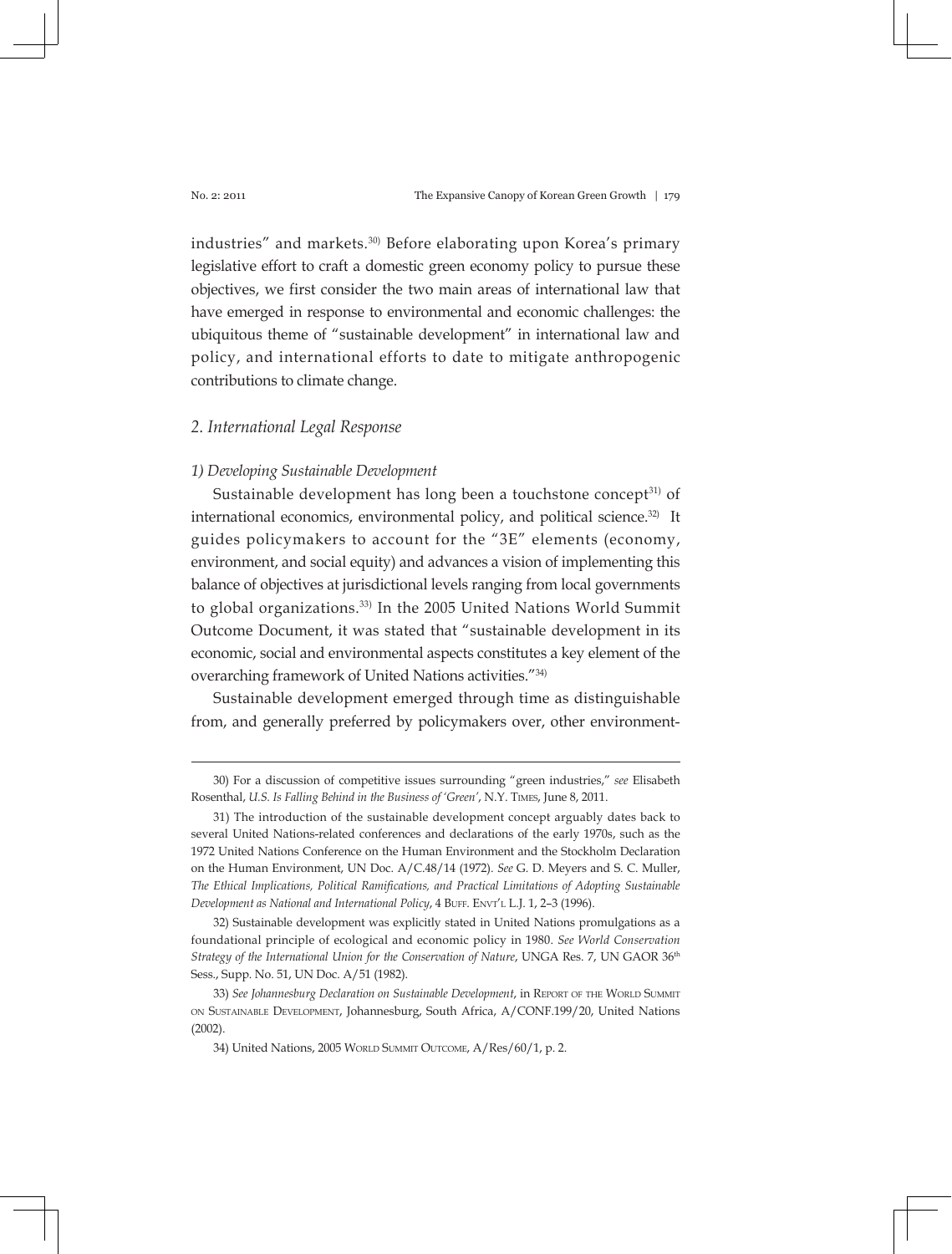industries" and markets.[30] Before elaborating upon Korea's primary legislative effort to craft a domestic green economy policy to pursue these objectives, we first consider the two main areas of international law that have emerged in response to environmental and economic challenges: the ubiquitous theme of "sustainable development" in international law and policy, and international efforts to date to mitigate anthropogenic contributions to climate change.

## *2. International Legal Response*

### *1) Developing Sustainable Development*

Sustainable development has long been a touchstone concept[31] of international economics, environmental policy, and political science.[32] It guides policymakers to account for the "3E" elements (economy, environment, and social equity) and advances a vision of implementing this balance of objectives at jurisdictional levels ranging from local governments to global organizations.[33] In the 2005 United Nations World Summit Outcome Document, it was stated that "sustainable development in its economic, social and environmental aspects constitutes a key element of the overarching framework of United Nations activities."[34]

Sustainable development emerged through time as distinguishable from, and generally preferred by policymakers over, other environment-

---

30) For a discussion of competitive issues surrounding "green industries," *see* Elisabeth Rosenthal, *U.S. Is Falling Behind in the Business of 'Green'*, N.Y. Times, June 8, 2011.

31) The introduction of the sustainable development concept arguably dates back to several United Nations-related conferences and declarations of the early 1970s, such as the 1972 United Nations Conference on the Human Environment and the Stockholm Declaration on the Human Environment, UN Doc. A/C.48/14 (1972). *See* G. D. Meyers and S. C. Muller, *The Ethical Implications, Political Ramifications, and Practical Limitations of Adopting Sustainable Development as National and International Policy*, 4 Buff. Envt'l L.J. 1, 2–3 (1996).

32) Sustainable development was explicitly stated in United Nations promulgations as a foundational principle of ecological and economic policy in 1980. *See World Conservation Strategy of the International Union for the Conservation of Nature*, UNGA Res. 7, UN GAOR 36th Sess., Supp. No. 51, UN Doc. A/51 (1982).

33) *See Johannesburg Declaration on Sustainable Development*, in Report of the World Summit on Sustainable Development, Johannesburg, South Africa, A/CONF.199/20, United Nations (2002).

34) United Nations, 2005 World Summit Outcome, A/Res/60/1, p. 2.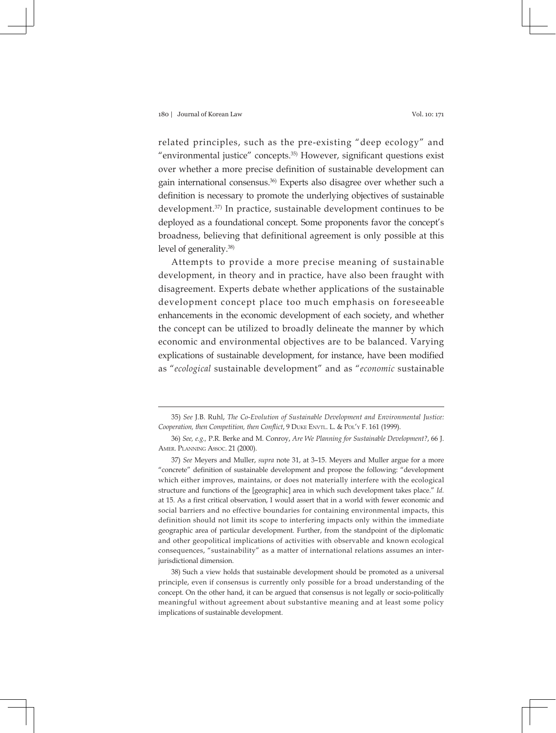related principles, such as the pre-existing "deep ecology" and "environmental justice" concepts.[35] However, significant questions exist over whether a more precise definition of sustainable development can gain international consensus.[36] Experts also disagree over whether such a definition is necessary to promote the underlying objectives of sustainable development.[37] In practice, sustainable development continues to be deployed as a foundational concept. Some proponents favor the concept's broadness, believing that definitional agreement is only possible at this level of generality.[38]

Attempts to provide a more precise meaning of sustainable development, in theory and in practice, have also been fraught with disagreement. Experts debate whether applications of the sustainable development concept place too much emphasis on foreseeable enhancements in the economic development of each society, and whether the concept can be utilized to broadly delineate the manner by which economic and environmental objectives are to be balanced. Varying explications of sustainable development, for instance, have been modified as "*ecological* sustainable development" and as "*economic* sustainable

---

35) *See* J.B. Ruhl, *The Co-Evolution of Sustainable Development and Environmental Justice: Cooperation, then Competition, then Conflict*, 9 Duke Envtl. L. & Pol'y F. 161 (1999).

36) *See, e.g.,* P.R. Berke and M. Conroy, *Are We Planning for Sustainable Development?*, 66 J. Amer. Planning Assoc. 21 (2000).

37) *See* Meyers and Muller, *supra* note 31, at 3–15. Meyers and Muller argue for a more "concrete" definition of sustainable development and propose the following: "development which either improves, maintains, or does not materially interfere with the ecological structure and functions of the [geographic] area in which such development takes place." *Id.* at 15. As a first critical observation, I would assert that in a world with fewer economic and social barriers and no effective boundaries for containing environmental impacts, this definition should not limit its scope to interfering impacts only within the immediate geographic area of particular development. Further, from the standpoint of the diplomatic and other geopolitical implications of activities with observable and known ecological consequences, "sustainability" as a matter of international relations assumes an inter-jurisdictional dimension.

38) Such a view holds that sustainable development should be promoted as a universal principle, even if consensus is currently only possible for a broad understanding of the concept. On the other hand, it can be argued that consensus is not legally or socio-politically meaningful without agreement about substantive meaning and at least some policy implications of sustainable development.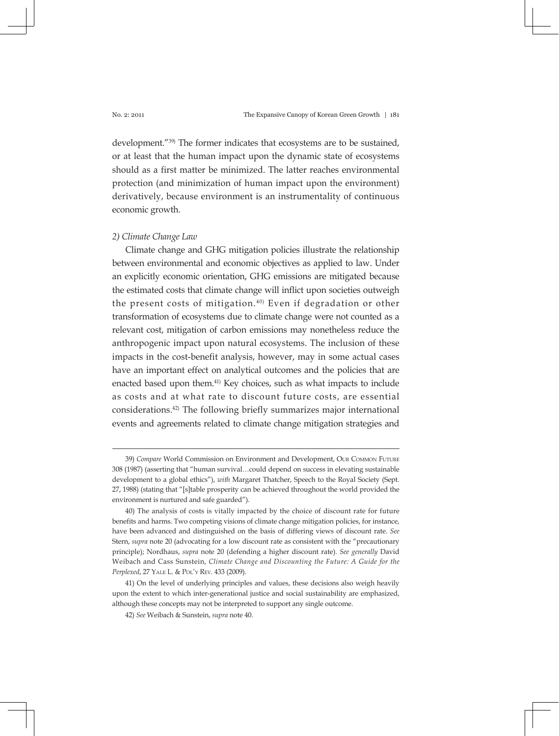development."[39] The former indicates that ecosystems are to be sustained, or at least that the human impact upon the dynamic state of ecosystems should as a first matter be minimized. The latter reaches environmental protection (and minimization of human impact upon the environment) derivatively, because environment is an instrumentality of continuous economic growth.

*2) Climate Change Law*

Climate change and GHG mitigation policies illustrate the relationship between environmental and economic objectives as applied to law. Under an explicitly economic orientation, GHG emissions are mitigated because the estimated costs that climate change will inflict upon societies outweigh the present costs of mitigation.[40] Even if degradation or other transformation of ecosystems due to climate change were not counted as a relevant cost, mitigation of carbon emissions may nonetheless reduce the anthropogenic impact upon natural ecosystems. The inclusion of these impacts in the cost-benefit analysis, however, may in some actual cases have an important effect on analytical outcomes and the policies that are enacted based upon them.[41] Key choices, such as what impacts to include as costs and at what rate to discount future costs, are essential considerations.[42] The following briefly summarizes major international events and agreements related to climate change mitigation strategies and

---

39) *Compare* World Commission on Environment and Development, Our Common Future 308 (1987) (asserting that "human survival…could depend on success in elevating sustainable development to a global ethics"), *with* Margaret Thatcher, Speech to the Royal Society (Sept. 27, 1988) (stating that "[s]table prosperity can be achieved throughout the world provided the environment is nurtured and safe guarded").

40) The analysis of costs is vitally impacted by the choice of discount rate for future benefits and harms. Two competing visions of climate change mitigation policies, for instance, have been advanced and distinguished on the basis of differing views of discount rate. *See* Stern, *supra* note 20 (advocating for a low discount rate as consistent with the "precautionary principle); Nordhaus, *supra* note 20 (defending a higher discount rate). *See generally* David Weibach and Cass Sunstein, *Climate Change and Discounting the Future: A Guide for the Perplexed*, 27 Yale L. & Pol'y Rev. 433 (2009).

41) On the level of underlying principles and values, these decisions also weigh heavily upon the extent to which inter-generational justice and social sustainability are emphasized, although these concepts may not be interpreted to support any single outcome.

42) *See* Weibach & Sunstein, *supra* note 40.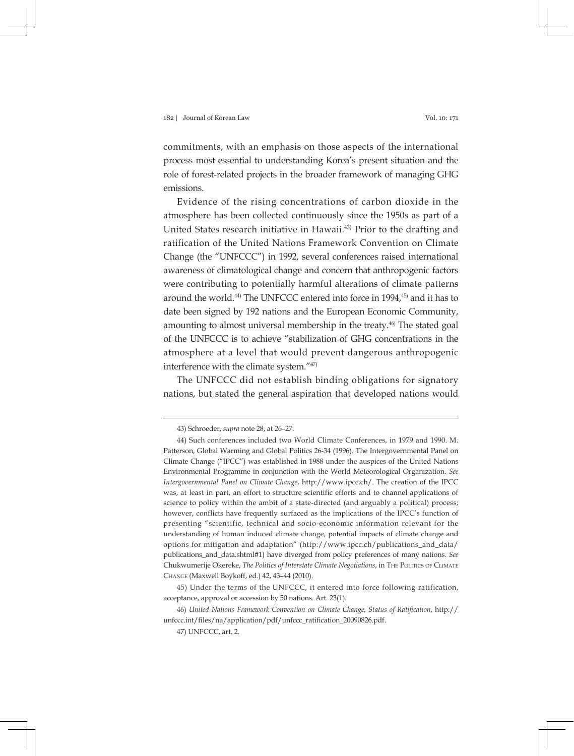commitments, with an emphasis on those aspects of the international process most essential to understanding Korea's present situation and the role of forest-related projects in the broader framework of managing GHG emissions.

Evidence of the rising concentrations of carbon dioxide in the atmosphere has been collected continuously since the 1950s as part of a United States research initiative in Hawaii.[43] Prior to the drafting and ratification of the United Nations Framework Convention on Climate Change (the "UNFCCC") in 1992, several conferences raised international awareness of climatological change and concern that anthropogenic factors were contributing to potentially harmful alterations of climate patterns around the world.[44] The UNFCCC entered into force in 1994,[45] and it has to date been signed by 192 nations and the European Economic Community, amounting to almost universal membership in the treaty.[46] The stated goal of the UNFCCC is to achieve "stabilization of GHG concentrations in the atmosphere at a level that would prevent dangerous anthropogenic interference with the climate system."[47]

The UNFCCC did not establish binding obligations for signatory nations, but stated the general aspiration that developed nations would

---

43) Schroeder, *supra* note 28, at 26–27.

44) Such conferences included two World Climate Conferences, in 1979 and 1990. M. Patterson, Global Warming and Global Politics 26-34 (1996). The Intergovernmental Panel on Climate Change ("IPCC") was established in 1988 under the auspices of the United Nations Environmental Programme in conjunction with the World Meteorological Organization. *See Intergovernmental Panel on Climate Change*, http://www.ipcc.ch/. The creation of the IPCC was, at least in part, an effort to structure scientific efforts and to channel applications of science to policy within the ambit of a state-directed (and arguably a political) process; however, conflicts have frequently surfaced as the implications of the IPCC's function of presenting "scientific, technical and socio-economic information relevant for the understanding of human induced climate change, potential impacts of climate change and options for mitigation and adaptation" (http://www.ipcc.ch/publications_and_data/publications_and_data.shtml#1) have diverged from policy preferences of many nations. *See* Chukwumerije Okereke, *The Politics of Interstate Climate Negotiations*, in The Politics of Climate Change (Maxwell Boykoff, ed.) 42, 43–44 (2010).

45) Under the terms of the UNFCCC, it entered into force following ratification, acceptance, approval or accession by 50 nations. Art. 23(1).

46) *United Nations Framework Convention on Climate Change, Status of Ratification*, http://unfccc.int/files/na/application/pdf/unfccc_ratification_20090826.pdf.

47) UNFCCC, art. 2.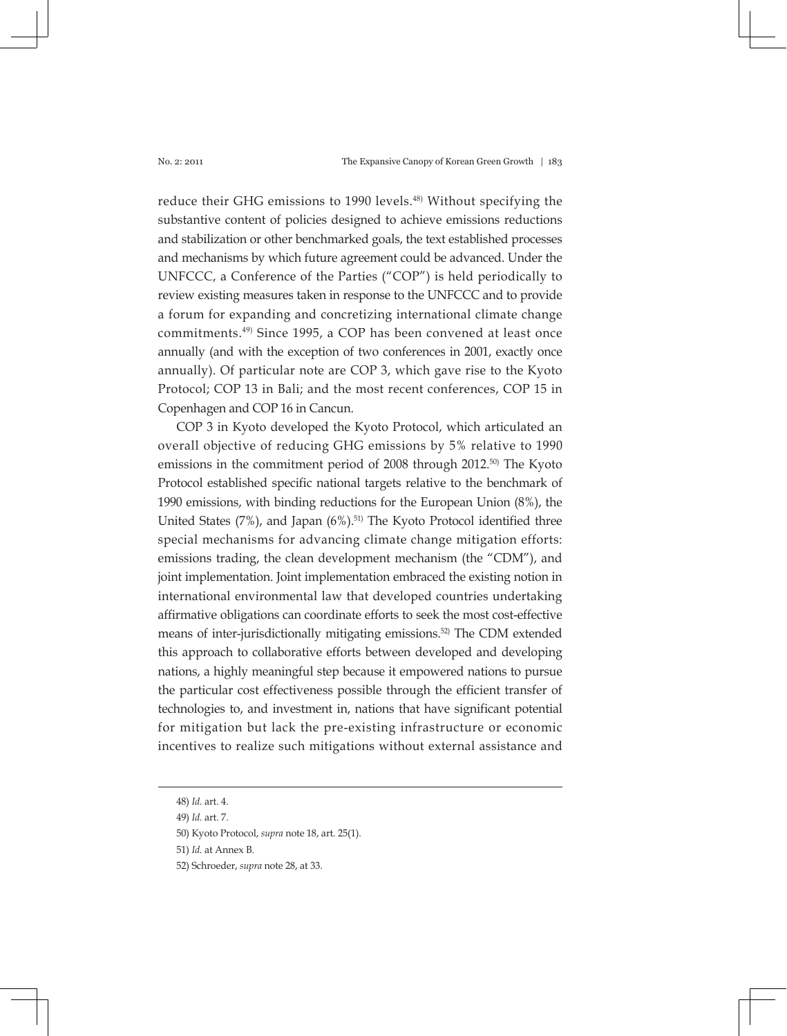reduce their GHG emissions to 1990 levels.[48] Without specifying the substantive content of policies designed to achieve emissions reductions and stabilization or other benchmarked goals, the text established processes and mechanisms by which future agreement could be advanced. Under the UNFCCC, a Conference of the Parties ("COP") is held periodically to review existing measures taken in response to the UNFCCC and to provide a forum for expanding and concretizing international climate change commitments.[49] Since 1995, a COP has been convened at least once annually (and with the exception of two conferences in 2001, exactly once annually). Of particular note are COP 3, which gave rise to the Kyoto Protocol; COP 13 in Bali; and the most recent conferences, COP 15 in Copenhagen and COP 16 in Cancun.

COP 3 in Kyoto developed the Kyoto Protocol, which articulated an overall objective of reducing GHG emissions by 5% relative to 1990 emissions in the commitment period of 2008 through 2012.[50] The Kyoto Protocol established specific national targets relative to the benchmark of 1990 emissions, with binding reductions for the European Union (8%), the United States (7%), and Japan (6%).[51] The Kyoto Protocol identified three special mechanisms for advancing climate change mitigation efforts: emissions trading, the clean development mechanism (the "CDM"), and joint implementation. Joint implementation embraced the existing notion in international environmental law that developed countries undertaking affirmative obligations can coordinate efforts to seek the most cost-effective means of inter-jurisdictionally mitigating emissions.[52] The CDM extended this approach to collaborative efforts between developed and developing nations, a highly meaningful step because it empowered nations to pursue the particular cost effectiveness possible through the efficient transfer of technologies to, and investment in, nations that have significant potential for mitigation but lack the pre-existing infrastructure or economic incentives to realize such mitigations without external assistance and

---

48) *Id.* art. 4.

49) *Id.* art. 7.

50) Kyoto Protocol, *supra* note 18, art. 25(1).

51) *Id.* at Annex B.

52) Schroeder, *supra* note 28, at 33.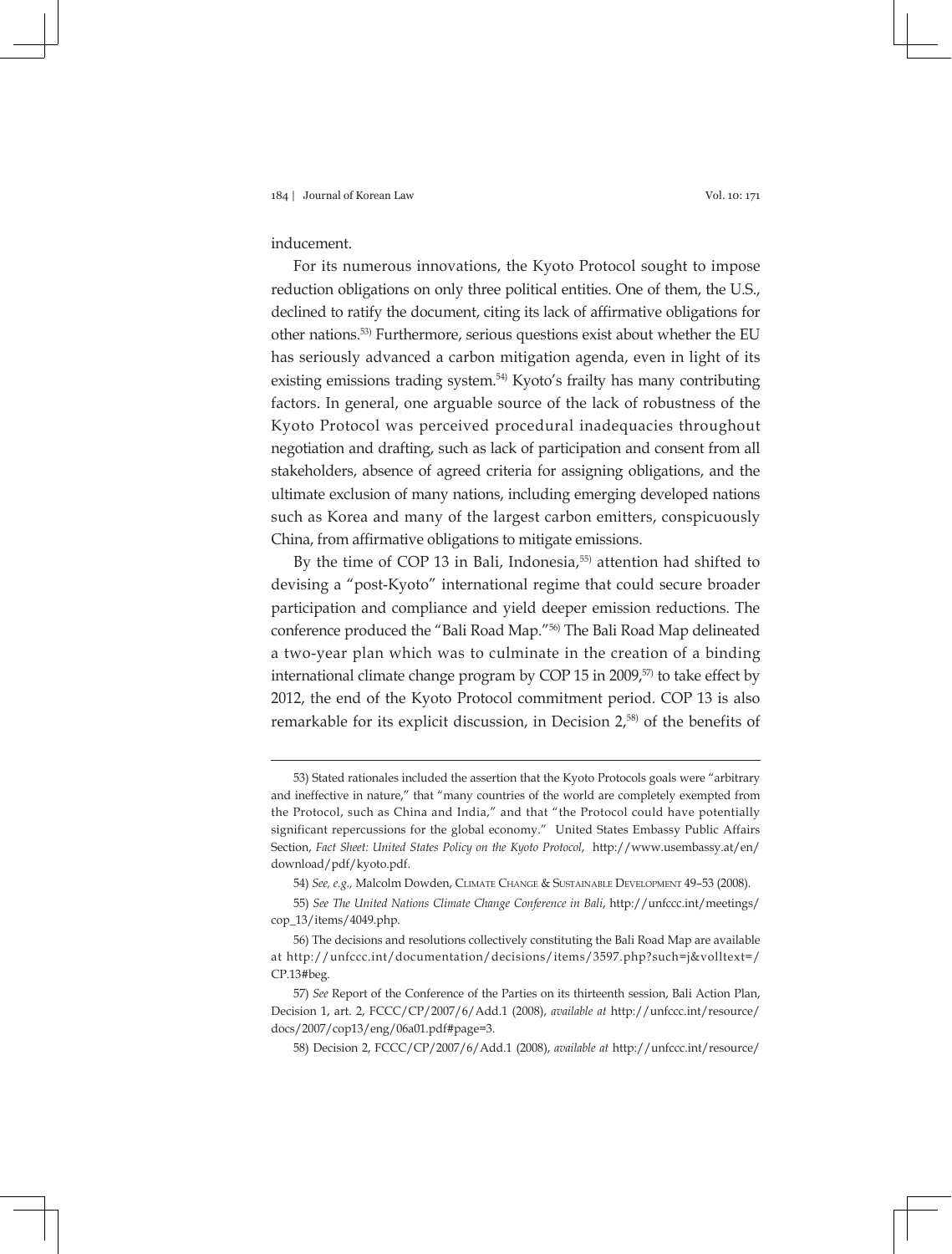inducement.

For its numerous innovations, the Kyoto Protocol sought to impose reduction obligations on only three political entities. One of them, the U.S., declined to ratify the document, citing its lack of affirmative obligations for other nations.[53] Furthermore, serious questions exist about whether the EU has seriously advanced a carbon mitigation agenda, even in light of its existing emissions trading system.[54] Kyoto's frailty has many contributing factors. In general, one arguable source of the lack of robustness of the Kyoto Protocol was perceived procedural inadequacies throughout negotiation and drafting, such as lack of participation and consent from all stakeholders, absence of agreed criteria for assigning obligations, and the ultimate exclusion of many nations, including emerging developed nations such as Korea and many of the largest carbon emitters, conspicuously China, from affirmative obligations to mitigate emissions.

By the time of COP 13 in Bali, Indonesia,[55] attention had shifted to devising a "post-Kyoto" international regime that could secure broader participation and compliance and yield deeper emission reductions. The conference produced the "Bali Road Map."[56] The Bali Road Map delineated a two-year plan which was to culminate in the creation of a binding international climate change program by COP 15 in 2009,[57] to take effect by 2012, the end of the Kyoto Protocol commitment period. COP 13 is also remarkable for its explicit discussion, in Decision 2,[58] of the benefits of

---

53) Stated rationales included the assertion that the Kyoto Protocols goals were "arbitrary and ineffective in nature," that "many countries of the world are completely exempted from the Protocol, such as China and India," and that "the Protocol could have potentially significant repercussions for the global economy." United States Embassy Public Affairs Section, *Fact Sheet: United States Policy on the Kyoto Protocol*, http://www.usembassy.at/en/download/pdf/kyoto.pdf.

54) *See, e.g.,* Malcolm Dowden, CLIMATE CHANGE & SUSTAINABLE DEVELOPMENT 49–53 (2008).

55) *See The United Nations Climate Change Conference in Bali*, http://unfccc.int/meetings/cop_13/items/4049.php.

56) The decisions and resolutions collectively constituting the Bali Road Map are available at http://unfccc.int/documentation/decisions/items/3597.php?such=j&volltext=/CP.13#beg.

57) *See* Report of the Conference of the Parties on its thirteenth session, Bali Action Plan, Decision 1, art. 2, FCCC/CP/2007/6/Add.1 (2008), *available at* http://unfccc.int/resource/docs/2007/cop13/eng/06a01.pdf#page=3.

58) Decision 2, FCCC/CP/2007/6/Add.1 (2008), *available at* http://unfccc.int/resource/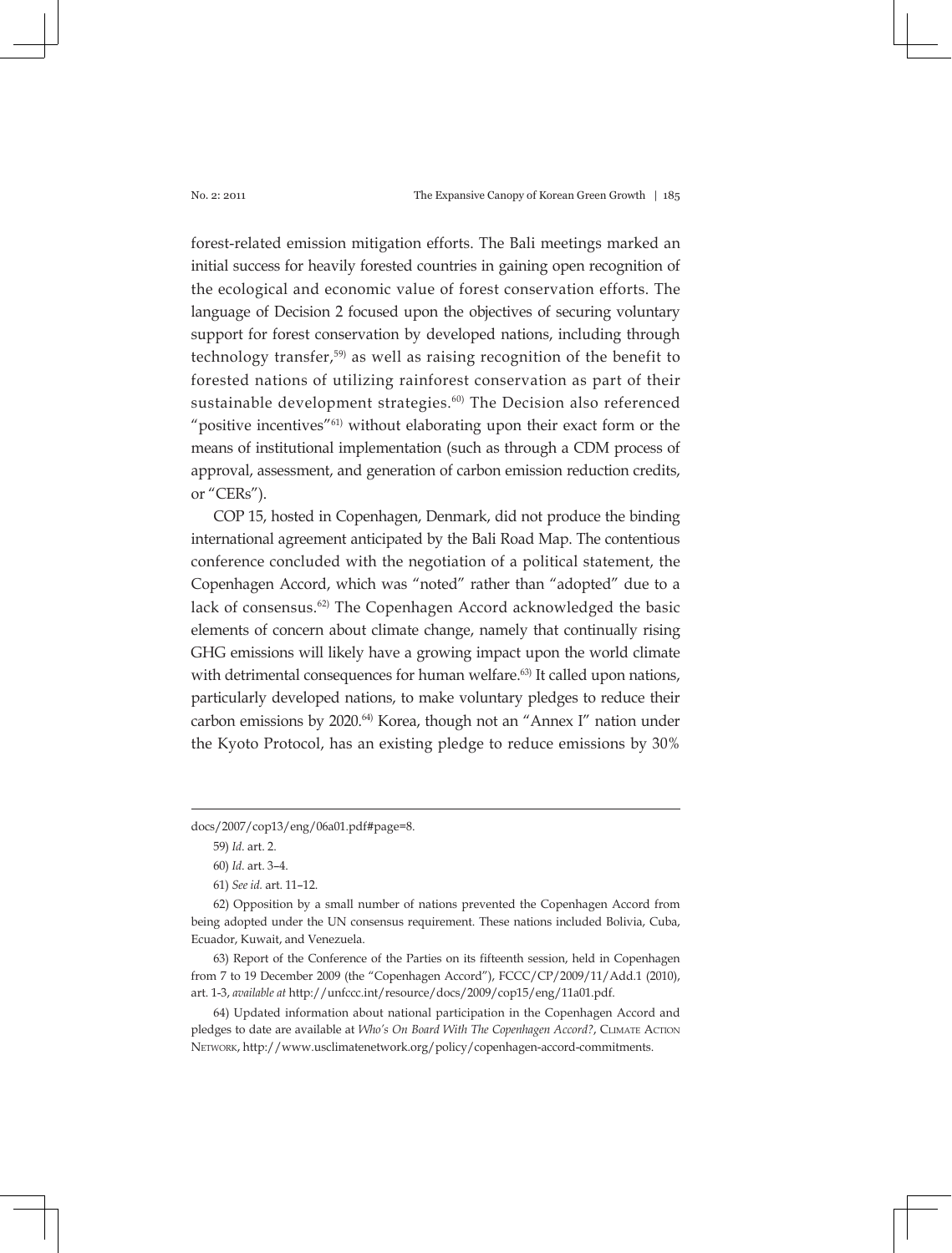forest-related emission mitigation efforts. The Bali meetings marked an initial success for heavily forested countries in gaining open recognition of the ecological and economic value of forest conservation efforts. The language of Decision 2 focused upon the objectives of securing voluntary support for forest conservation by developed nations, including through technology transfer,[59] as well as raising recognition of the benefit to forested nations of utilizing rainforest conservation as part of their sustainable development strategies.[60] The Decision also referenced "positive incentives"[61] without elaborating upon their exact form or the means of institutional implementation (such as through a CDM process of approval, assessment, and generation of carbon emission reduction credits, or "CERs").

COP 15, hosted in Copenhagen, Denmark, did not produce the binding international agreement anticipated by the Bali Road Map. The contentious conference concluded with the negotiation of a political statement, the Copenhagen Accord, which was "noted" rather than "adopted" due to a lack of consensus.[62] The Copenhagen Accord acknowledged the basic elements of concern about climate change, namely that continually rising GHG emissions will likely have a growing impact upon the world climate with detrimental consequences for human welfare.[63] It called upon nations, particularly developed nations, to make voluntary pledges to reduce their carbon emissions by 2020.[64] Korea, though not an "Annex I" nation under the Kyoto Protocol, has an existing pledge to reduce emissions by 30%

---

docs/2007/cop13/eng/06a01.pdf#page=8.

59) *Id.* art. 2.

60) *Id.* art. 3–4.

61) *See id.* art. 11–12.

62) Opposition by a small number of nations prevented the Copenhagen Accord from being adopted under the UN consensus requirement. These nations included Bolivia, Cuba, Ecuador, Kuwait, and Venezuela.

63) Report of the Conference of the Parties on its fifteenth session, held in Copenhagen from 7 to 19 December 2009 (the "Copenhagen Accord"), FCCC/CP/2009/11/Add.1 (2010), art. 1-3, *available at* http://unfccc.int/resource/docs/2009/cop15/eng/11a01.pdf.

64) Updated information about national participation in the Copenhagen Accord and pledges to date are available at *Who's On Board With The Copenhagen Accord?*, Climate Action Network, http://www.usclimatenetwork.org/policy/copenhagen-accord-commitments.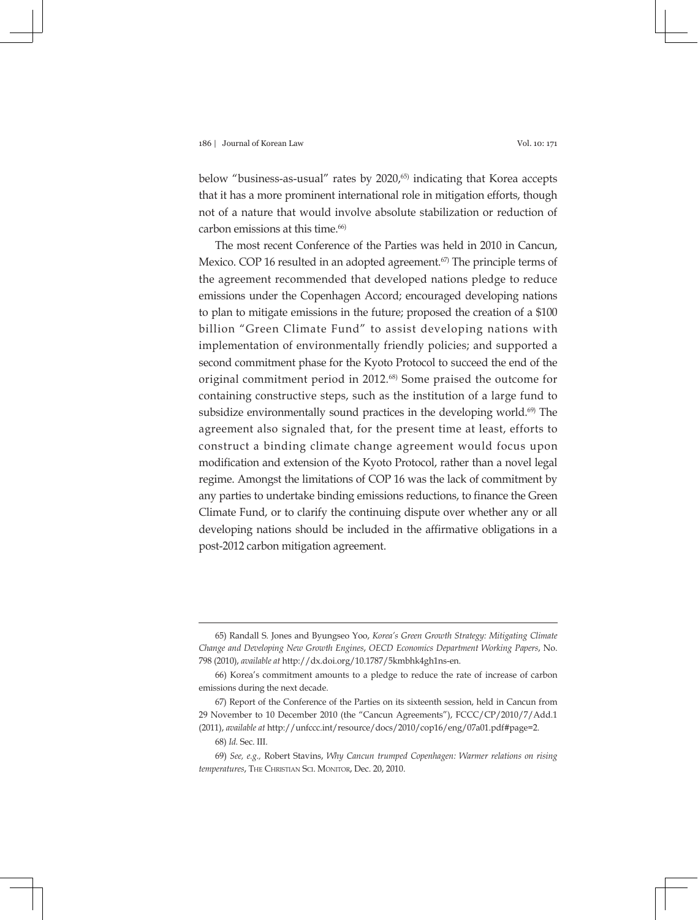below "business-as-usual" rates by 2020,[65] indicating that Korea accepts that it has a more prominent international role in mitigation efforts, though not of a nature that would involve absolute stabilization or reduction of carbon emissions at this time.[66]

The most recent Conference of the Parties was held in 2010 in Cancun, Mexico. COP 16 resulted in an adopted agreement.[67] The principle terms of the agreement recommended that developed nations pledge to reduce emissions under the Copenhagen Accord; encouraged developing nations to plan to mitigate emissions in the future; proposed the creation of a $100 billion "Green Climate Fund" to assist developing nations with implementation of environmentally friendly policies; and supported a second commitment phase for the Kyoto Protocol to succeed the end of the original commitment period in 2012.[68] Some praised the outcome for containing constructive steps, such as the institution of a large fund to subsidize environmentally sound practices in the developing world.[69] The agreement also signaled that, for the present time at least, efforts to construct a binding climate change agreement would focus upon modification and extension of the Kyoto Protocol, rather than a novel legal regime. Amongst the limitations of COP 16 was the lack of commitment by any parties to undertake binding emissions reductions, to finance the Green Climate Fund, or to clarify the continuing dispute over whether any or all developing nations should be included in the affirmative obligations in a post-2012 carbon mitigation agreement.

---

65) Randall S. Jones and Byungseo Yoo, *Korea's Green Growth Strategy: Mitigating Climate Change and Developing New Growth Engines*, *OECD Economics Department Working Papers*, No. 798 (2010), *available at* http://dx.doi.org/10.1787/5kmbhk4gh1ns-en.

66) Korea's commitment amounts to a pledge to reduce the rate of increase of carbon emissions during the next decade.

67) Report of the Conference of the Parties on its sixteenth session, held in Cancun from 29 November to 10 December 2010 (the "Cancun Agreements"), FCCC/CP/2010/7/Add.1 (2011), *available at* http://unfccc.int/resource/docs/2010/cop16/eng/07a01.pdf#page=2.

68) *Id.* Sec. III.

69) *See, e.g.,* Robert Stavins, *Why Cancun trumped Copenhagen: Warmer relations on rising temperatures*, The Christian Sci. Monitor, Dec. 20, 2010.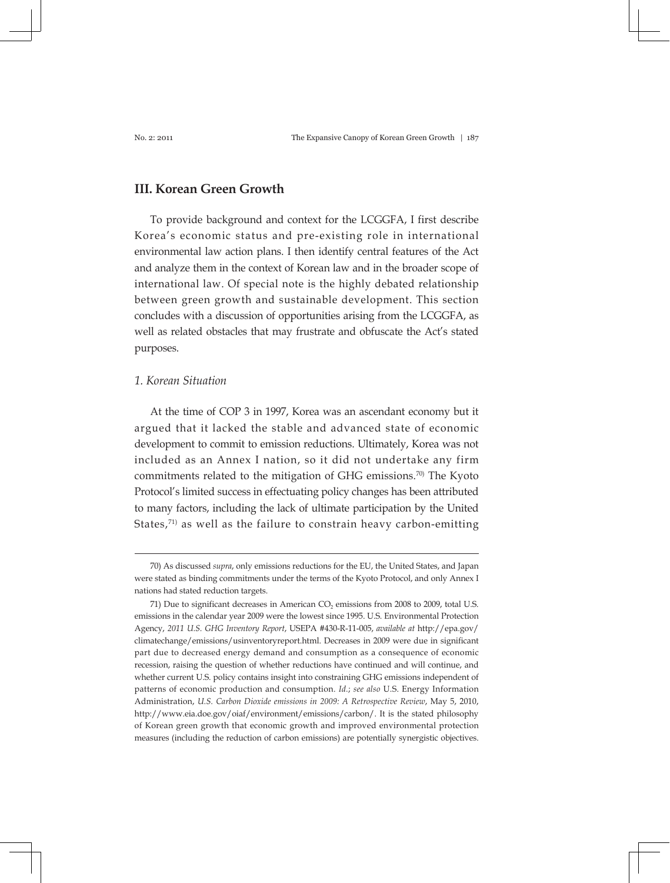## III. Korean Green Growth

To provide background and context for the LCGGFA, I first describe Korea's economic status and pre-existing role in international environmental law action plans. I then identify central features of the Act and analyze them in the context of Korean law and in the broader scope of international law. Of special note is the highly debated relationship between green growth and sustainable development. This section concludes with a discussion of opportunities arising from the LCGGFA, as well as related obstacles that may frustrate and obfuscate the Act's stated purposes.

### *1. Korean Situation*

At the time of COP 3 in 1997, Korea was an ascendant economy but it argued that it lacked the stable and advanced state of economic development to commit to emission reductions. Ultimately, Korea was not included as an Annex I nation, so it did not undertake any firm commitments related to the mitigation of GHG emissions.[70] The Kyoto Protocol's limited success in effectuating policy changes has been attributed to many factors, including the lack of ultimate participation by the United States,[71] as well as the failure to constrain heavy carbon-emitting

---

70) As discussed *supra*, only emissions reductions for the EU, the United States, and Japan were stated as binding commitments under the terms of the Kyoto Protocol, and only Annex I nations had stated reduction targets.

71) Due to significant decreases in American $CO_2$ emissions from 2008 to 2009, total U.S. emissions in the calendar year 2009 were the lowest since 1995. U.S. Environmental Protection Agency, *2011 U.S. GHG Inventory Report*, USEPA #430-R-11-005, *available at* http://epa.gov/climatechange/emissions/usinventoryreport.html. Decreases in 2009 were due in significant part due to decreased energy demand and consumption as a consequence of economic recession, raising the question of whether reductions have continued and will continue, and whether current U.S. policy contains insight into constraining GHG emissions independent of patterns of economic production and consumption. *Id.*; *see also* U.S. Energy Information Administration, *U.S. Carbon Dioxide emissions in 2009: A Retrospective Review*, May 5, 2010, http://www.eia.doe.gov/oiaf/environment/emissions/carbon/. It is the stated philosophy of Korean green growth that economic growth and improved environmental protection measures (including the reduction of carbon emissions) are potentially synergistic objectives.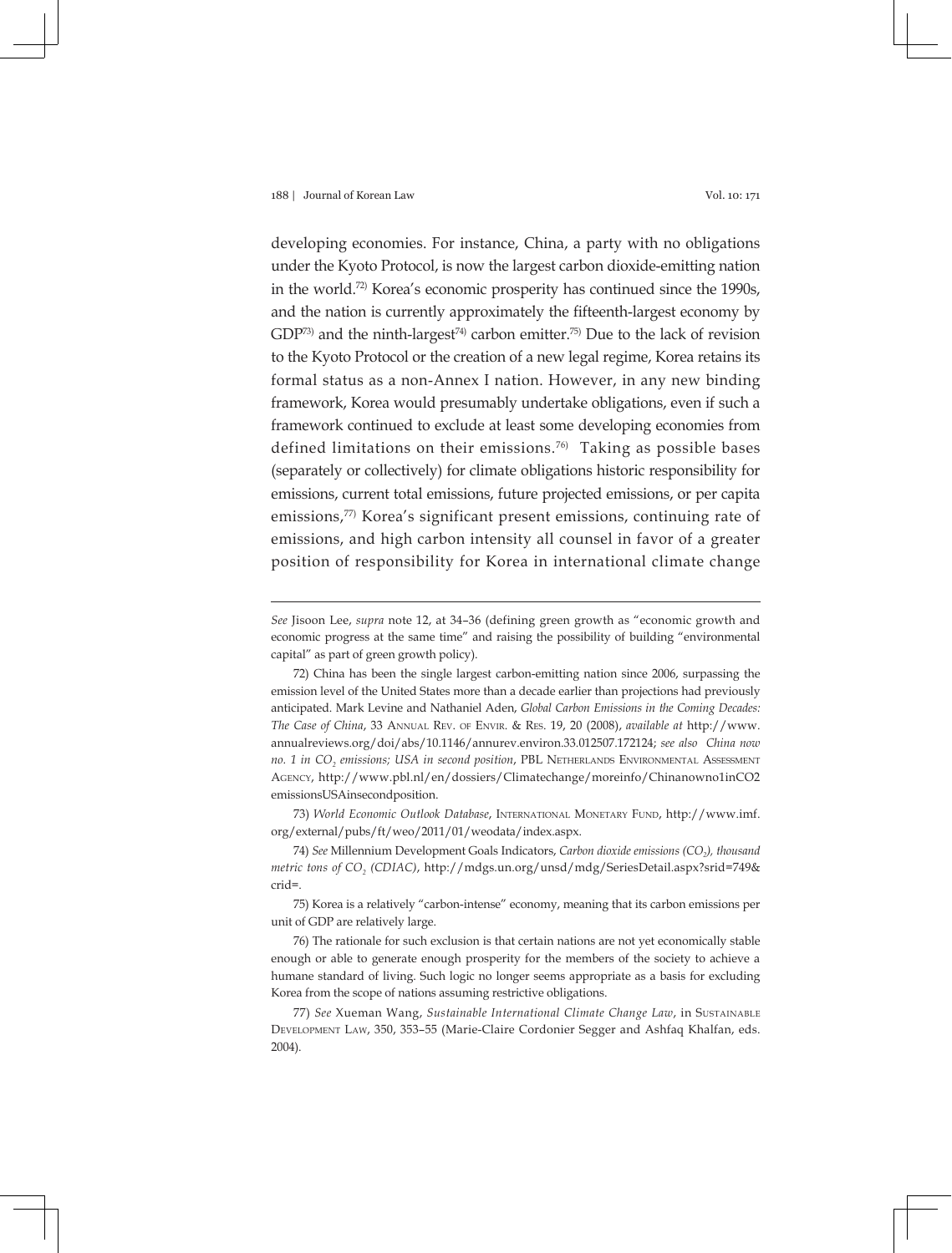developing economies. For instance, China, a party with no obligations under the Kyoto Protocol, is now the largest carbon dioxide-emitting nation in the world.[72] Korea's economic prosperity has continued since the 1990s, and the nation is currently approximately the fifteenth-largest economy by GDP[73] and the ninth-largest[74] carbon emitter.[75] Due to the lack of revision to the Kyoto Protocol or the creation of a new legal regime, Korea retains its formal status as a non-Annex I nation. However, in any new binding framework, Korea would presumably undertake obligations, even if such a framework continued to exclude at least some developing economies from defined limitations on their emissions.[76] Taking as possible bases (separately or collectively) for climate obligations historic responsibility for emissions, current total emissions, future projected emissions, or per capita emissions,[77] Korea's significant present emissions, continuing rate of emissions, and high carbon intensity all counsel in favor of a greater position of responsibility for Korea in international climate change

---

*See* Jisoon Lee, *supra* note 12, at 34–36 (defining green growth as "economic growth and economic progress at the same time" and raising the possibility of building "environmental capital" as part of green growth policy).

72) China has been the single largest carbon-emitting nation since 2006, surpassing the emission level of the United States more than a decade earlier than projections had previously anticipated. Mark Levine and Nathaniel Aden, *Global Carbon Emissions in the Coming Decades: The Case of China*, 33 Annual Rev. of Envir. & Res. 19, 20 (2008), *available at* http://www.annualreviews.org/doi/abs/10.1146/annurev.environ.33.012507.172124; *see also China now no. 1 in $CO_2$ emissions; USA in second position*, PBL Netherlands Environmental Assessment Agency, http://www.pbl.nl/en/dossiers/Climatechange/moreinfo/Chinanowno1inCO2emissionsUSAinsecondposition.

73) *World Economic Outlook Database*, International Monetary Fund, http://www.imf.org/external/pubs/ft/weo/2011/01/weodata/index.aspx.

74) *See* Millennium Development Goals Indicators, *Carbon dioxide emissions ($CO_2$), thousand metric tons of $CO_2$ (CDIAC)*, http://mdgs.un.org/unsd/mdg/SeriesDetail.aspx?srid=749&crid=.

75) Korea is a relatively "carbon-intense" economy, meaning that its carbon emissions per unit of GDP are relatively large.

76) The rationale for such exclusion is that certain nations are not yet economically stable enough or able to generate enough prosperity for the members of the society to achieve a humane standard of living. Such logic no longer seems appropriate as a basis for excluding Korea from the scope of nations assuming restrictive obligations.

77) *See* Xueman Wang, *Sustainable International Climate Change Law*, in Sustainable Development Law, 350, 353–55 (Marie-Claire Cordonier Segger and Ashfaq Khalfan, eds. 2004).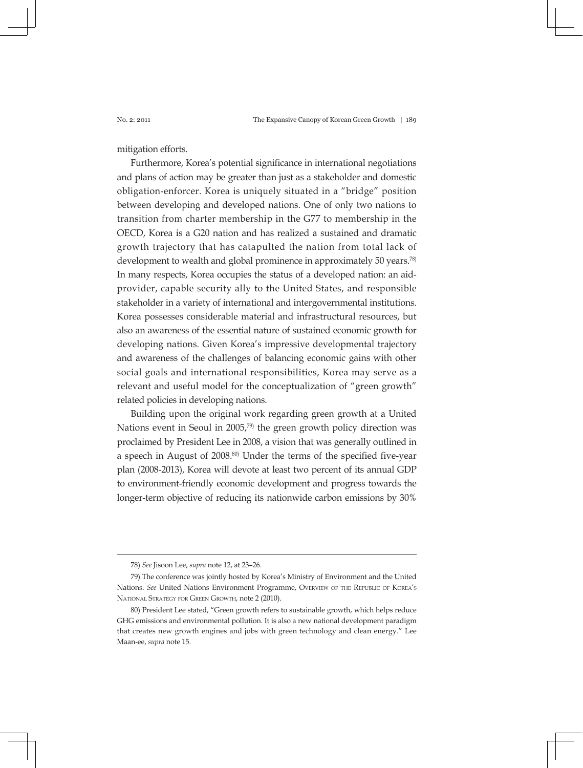mitigation efforts.

Furthermore, Korea's potential significance in international negotiations and plans of action may be greater than just as a stakeholder and domestic obligation-enforcer. Korea is uniquely situated in a "bridge" position between developing and developed nations. One of only two nations to transition from charter membership in the G77 to membership in the OECD, Korea is a G20 nation and has realized a sustained and dramatic growth trajectory that has catapulted the nation from total lack of development to wealth and global prominence in approximately 50 years.[78] In many respects, Korea occupies the status of a developed nation: an aid-provider, capable security ally to the United States, and responsible stakeholder in a variety of international and intergovernmental institutions. Korea possesses considerable material and infrastructural resources, but also an awareness of the essential nature of sustained economic growth for developing nations. Given Korea's impressive developmental trajectory and awareness of the challenges of balancing economic gains with other social goals and international responsibilities, Korea may serve as a relevant and useful model for the conceptualization of "green growth" related policies in developing nations.

Building upon the original work regarding green growth at a United Nations event in Seoul in 2005,[79] the green growth policy direction was proclaimed by President Lee in 2008, a vision that was generally outlined in a speech in August of 2008.[80] Under the terms of the specified five-year plan (2008-2013), Korea will devote at least two percent of its annual GDP to environment-friendly economic development and progress towards the longer-term objective of reducing its nationwide carbon emissions by 30%

---

78) *See* Jisoon Lee, *supra* note 12, at 23–26.

79) The conference was jointly hosted by Korea's Ministry of Environment and the United Nations. *See* United Nations Environment Programme, Overview of the Republic of Korea's National Strategy for Green Growth, note 2 (2010).

80) President Lee stated, "Green growth refers to sustainable growth, which helps reduce GHG emissions and environmental pollution. It is also a new national development paradigm that creates new growth engines and jobs with green technology and clean energy." Lee Maan-ee, *supra* note 15.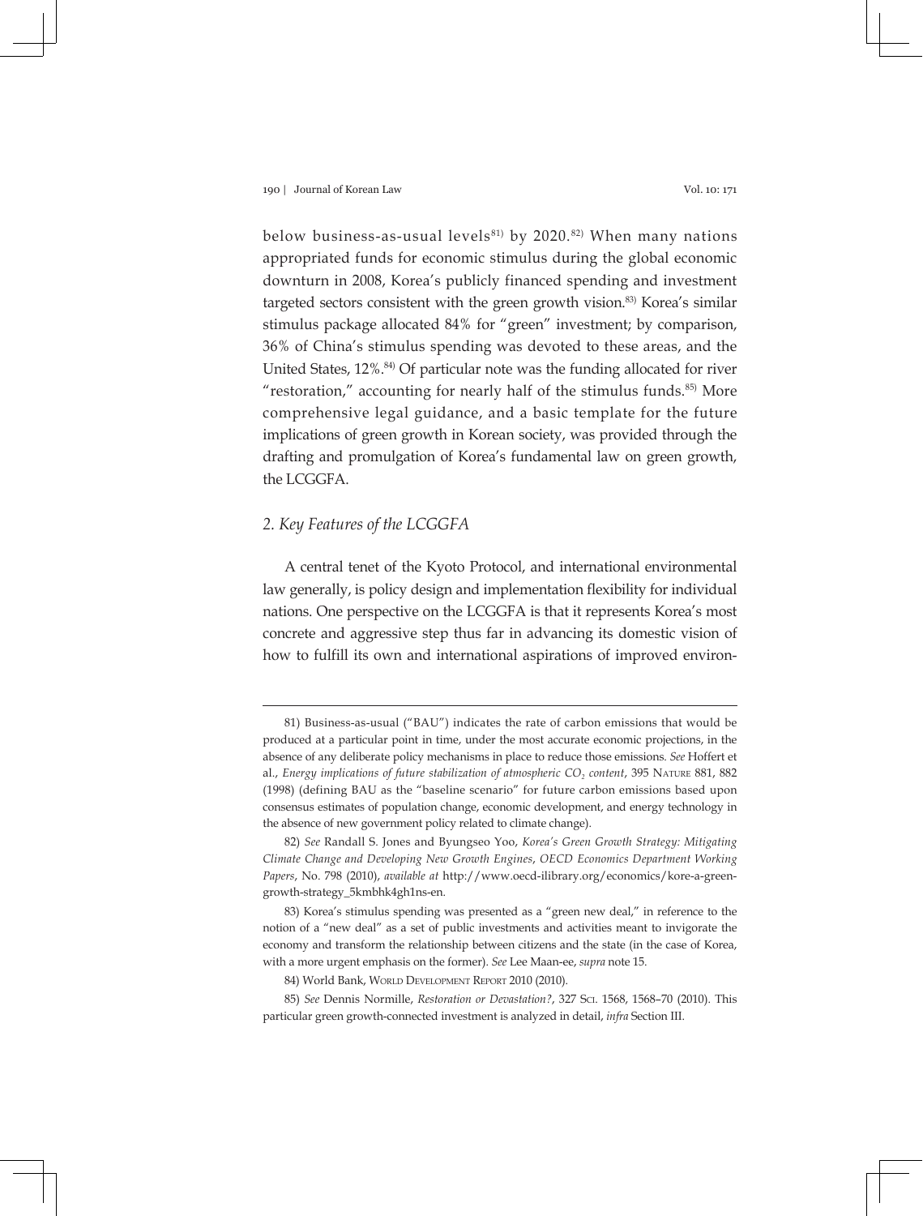below business-as-usual levels[81] by 2020.[82] When many nations appropriated funds for economic stimulus during the global economic downturn in 2008, Korea's publicly financed spending and investment targeted sectors consistent with the green growth vision.[83] Korea's similar stimulus package allocated 84% for "green" investment; by comparison, 36% of China's stimulus spending was devoted to these areas, and the United States, 12%.[84] Of particular note was the funding allocated for river "restoration," accounting for nearly half of the stimulus funds.[85] More comprehensive legal guidance, and a basic template for the future implications of green growth in Korean society, was provided through the drafting and promulgation of Korea's fundamental law on green growth, the LCGGFA.

### *2. Key Features of the LCGGFA*

A central tenet of the Kyoto Protocol, and international environmental law generally, is policy design and implementation flexibility for individual nations. One perspective on the LCGGFA is that it represents Korea's most concrete and aggressive step thus far in advancing its domestic vision of how to fulfill its own and international aspirations of improved environ-

---

81) Business-as-usual ("BAU") indicates the rate of carbon emissions that would be produced at a particular point in time, under the most accurate economic projections, in the absence of any deliberate policy mechanisms in place to reduce those emissions. *See* Hoffert et al., *Energy implications of future stabilization of atmospheric $CO_2$ content*, 395 NATURE 881, 882 (1998) (defining BAU as the "baseline scenario" for future carbon emissions based upon consensus estimates of population change, economic development, and energy technology in the absence of new government policy related to climate change).

82) *See* Randall S. Jones and Byungseo Yoo, *Korea's Green Growth Strategy: Mitigating Climate Change and Developing New Growth Engines*, *OECD Economics Department Working Papers*, No. 798 (2010), *available at* http://www.oecd-ilibrary.org/economics/kore-a-green-growth-strategy_5kmbhk4gh1ns-en.

83) Korea's stimulus spending was presented as a "green new deal," in reference to the notion of a "new deal" as a set of public investments and activities meant to invigorate the economy and transform the relationship between citizens and the state (in the case of Korea, with a more urgent emphasis on the former). *See* Lee Maan-ee, *supra* note 15.

84) World Bank, WORLD DEVELOPMENT REPORT 2010 (2010).

85) *See* Dennis Normille, *Restoration or Devastation?*, 327 SCI. 1568, 1568–70 (2010). This particular green growth-connected investment is analyzed in detail, *infra* Section III.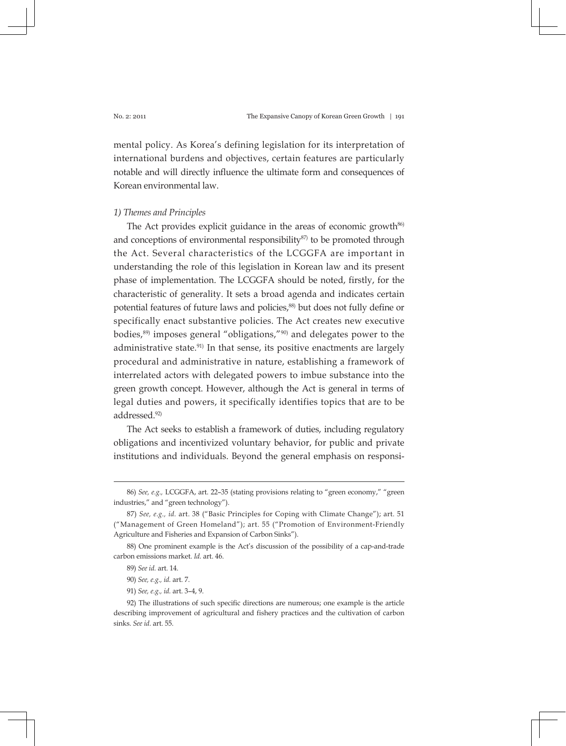mental policy. As Korea's defining legislation for its interpretation of international burdens and objectives, certain features are particularly notable and will directly influence the ultimate form and consequences of Korean environmental law.

*1) Themes and Principles*

The Act provides explicit guidance in the areas of economic growth[86] and conceptions of environmental responsibility[87] to be promoted through the Act. Several characteristics of the LCGGFA are important in understanding the role of this legislation in Korean law and its present phase of implementation. The LCGGFA should be noted, firstly, for the characteristic of generality. It sets a broad agenda and indicates certain potential features of future laws and policies,[88] but does not fully define or specifically enact substantive policies. The Act creates new executive bodies,[89] imposes general "obligations,"[90] and delegates power to the administrative state.[91] In that sense, its positive enactments are largely procedural and administrative in nature, establishing a framework of interrelated actors with delegated powers to imbue substance into the green growth concept. However, although the Act is general in terms of legal duties and powers, it specifically identifies topics that are to be addressed.[92]

The Act seeks to establish a framework of duties, including regulatory obligations and incentivized voluntary behavior, for public and private institutions and individuals. Beyond the general emphasis on responsi-

---

86) *See, e.g.,* LCGGFA, art. 22–35 (stating provisions relating to "green economy," "green industries," and "green technology").

87) *See, e.g., id.* art. 38 ("Basic Principles for Coping with Climate Change"); art. 51 ("Management of Green Homeland"); art. 55 ("Promotion of Environment-Friendly Agriculture and Fisheries and Expansion of Carbon Sinks").

88) One prominent example is the Act's discussion of the possibility of a cap-and-trade carbon emissions market. *Id.* art. 46.

89) *See id.* art. 14.

90) *See, e.g., id.* art. 7.

91) *See, e.g., id.* art. 3–4, 9.

92) The illustrations of such specific directions are numerous; one example is the article describing improvement of agricultural and fishery practices and the cultivation of carbon sinks. *See id.* art. 55.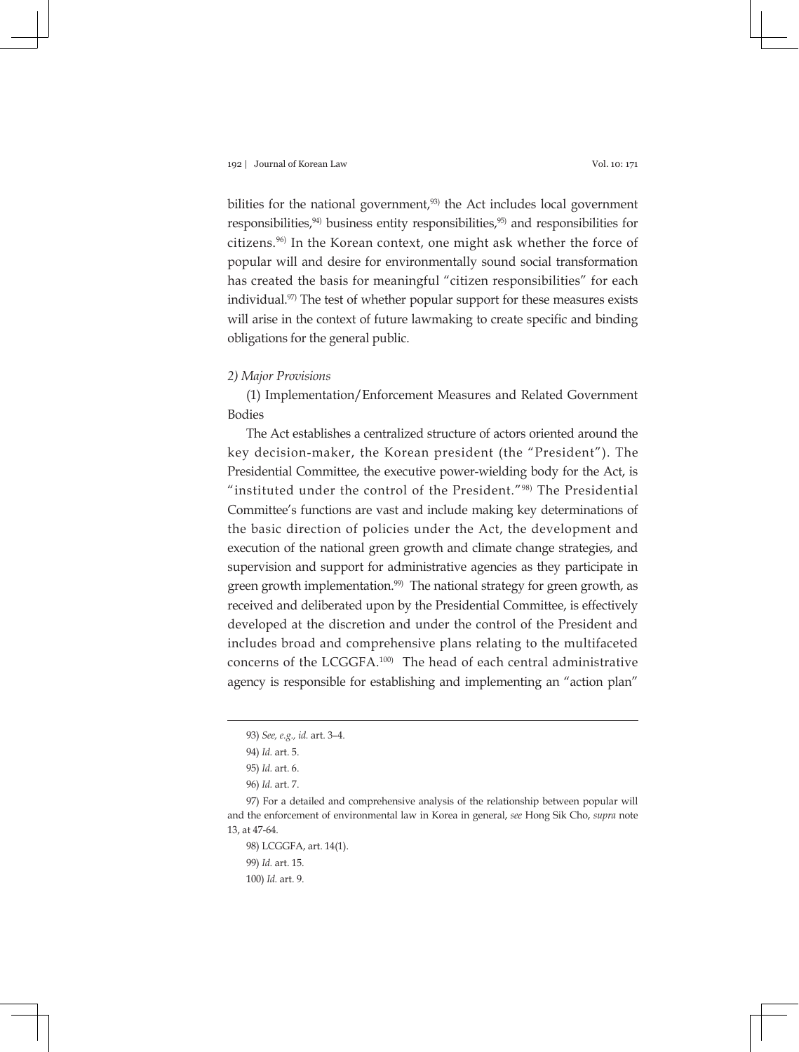bilities for the national government,[93] the Act includes local government responsibilities,[94] business entity responsibilities,[95] and responsibilities for citizens.[96] In the Korean context, one might ask whether the force of popular will and desire for environmentally sound social transformation has created the basis for meaningful "citizen responsibilities" for each individual.[97] The test of whether popular support for these measures exists will arise in the context of future lawmaking to create specific and binding obligations for the general public.

*2) Major Provisions*

(1) Implementation/Enforcement Measures and Related Government Bodies

The Act establishes a centralized structure of actors oriented around the key decision-maker, the Korean president (the "President"). The Presidential Committee, the executive power-wielding body for the Act, is "instituted under the control of the President."[98] The Presidential Committee's functions are vast and include making key determinations of the basic direction of policies under the Act, the development and execution of the national green growth and climate change strategies, and supervision and support for administrative agencies as they participate in green growth implementation.[99] The national strategy for green growth, as received and deliberated upon by the Presidential Committee, is effectively developed at the discretion and under the control of the President and includes broad and comprehensive plans relating to the multifaceted concerns of the LCGGFA.[100] The head of each central administrative agency is responsible for establishing and implementing an "action plan"

---

93) *See, e.g., id.* art. 3–4.

94) *Id.* art. 5.

95) *Id.* art. 6.

96) *Id.* art. 7.

97) For a detailed and comprehensive analysis of the relationship between popular will and the enforcement of environmental law in Korea in general, *see* Hong Sik Cho, *supra* note 13, at 47-64.

98) LCGGFA, art. 14(1).

99) *Id.* art. 15.

100) *Id.* art. 9.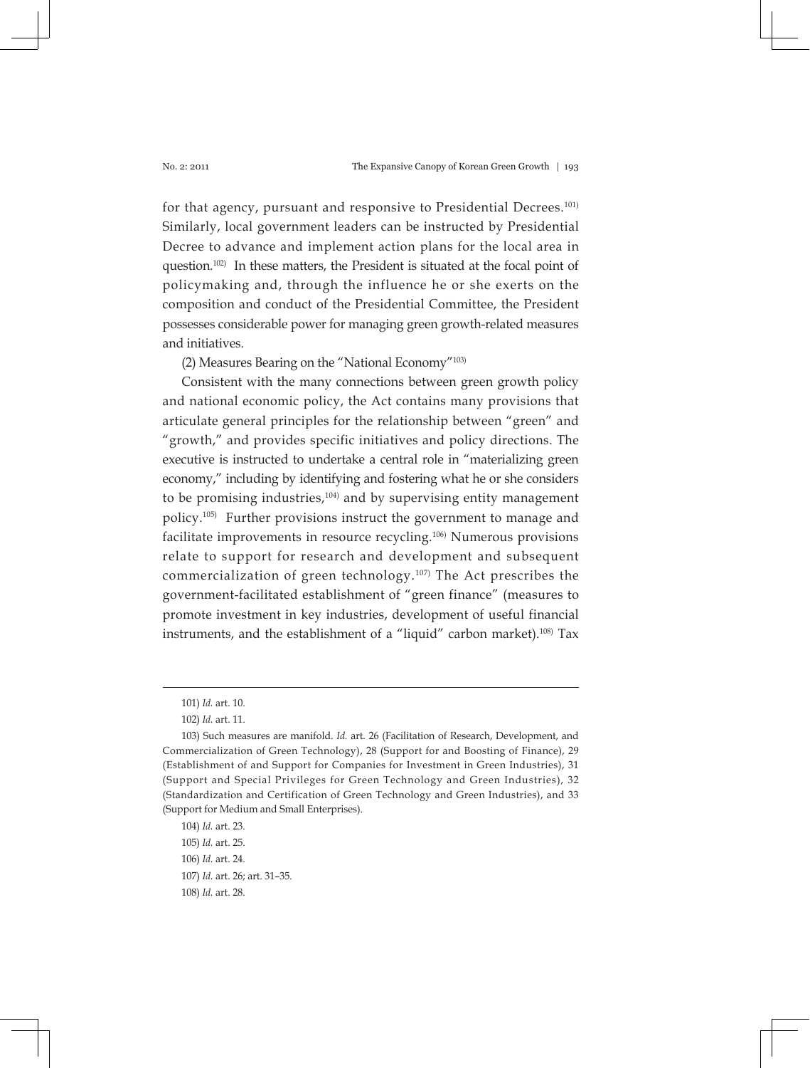for that agency, pursuant and responsive to Presidential Decrees.[101] Similarly, local government leaders can be instructed by Presidential Decree to advance and implement action plans for the local area in question.[102] In these matters, the President is situated at the focal point of policymaking and, through the influence he or she exerts on the composition and conduct of the Presidential Committee, the President possesses considerable power for managing green growth-related measures and initiatives.

(2) Measures Bearing on the "National Economy"[103]

Consistent with the many connections between green growth policy and national economic policy, the Act contains many provisions that articulate general principles for the relationship between "green" and "growth," and provides specific initiatives and policy directions. The executive is instructed to undertake a central role in "materializing green economy," including by identifying and fostering what he or she considers to be promising industries,[104] and by supervising entity management policy.[105] Further provisions instruct the government to manage and facilitate improvements in resource recycling.[106] Numerous provisions relate to support for research and development and subsequent commercialization of green technology.[107] The Act prescribes the government-facilitated establishment of "green finance" (measures to promote investment in key industries, development of useful financial instruments, and the establishment of a "liquid" carbon market).[108] Tax

---

101) *Id.* art. 10.

102) *Id.* art. 11.

103) Such measures are manifold. *Id.* art. 26 (Facilitation of Research, Development, and Commercialization of Green Technology), 28 (Support for and Boosting of Finance), 29 (Establishment of and Support for Companies for Investment in Green Industries), 31 (Support and Special Privileges for Green Technology and Green Industries), 32 (Standardization and Certification of Green Technology and Green Industries), and 33 (Support for Medium and Small Enterprises).

104) *Id.* art. 23.

105) *Id.* art. 25.

106) *Id.* art. 24.

107) *Id.* art. 26; art. 31–35.

108) *Id.* art. 28.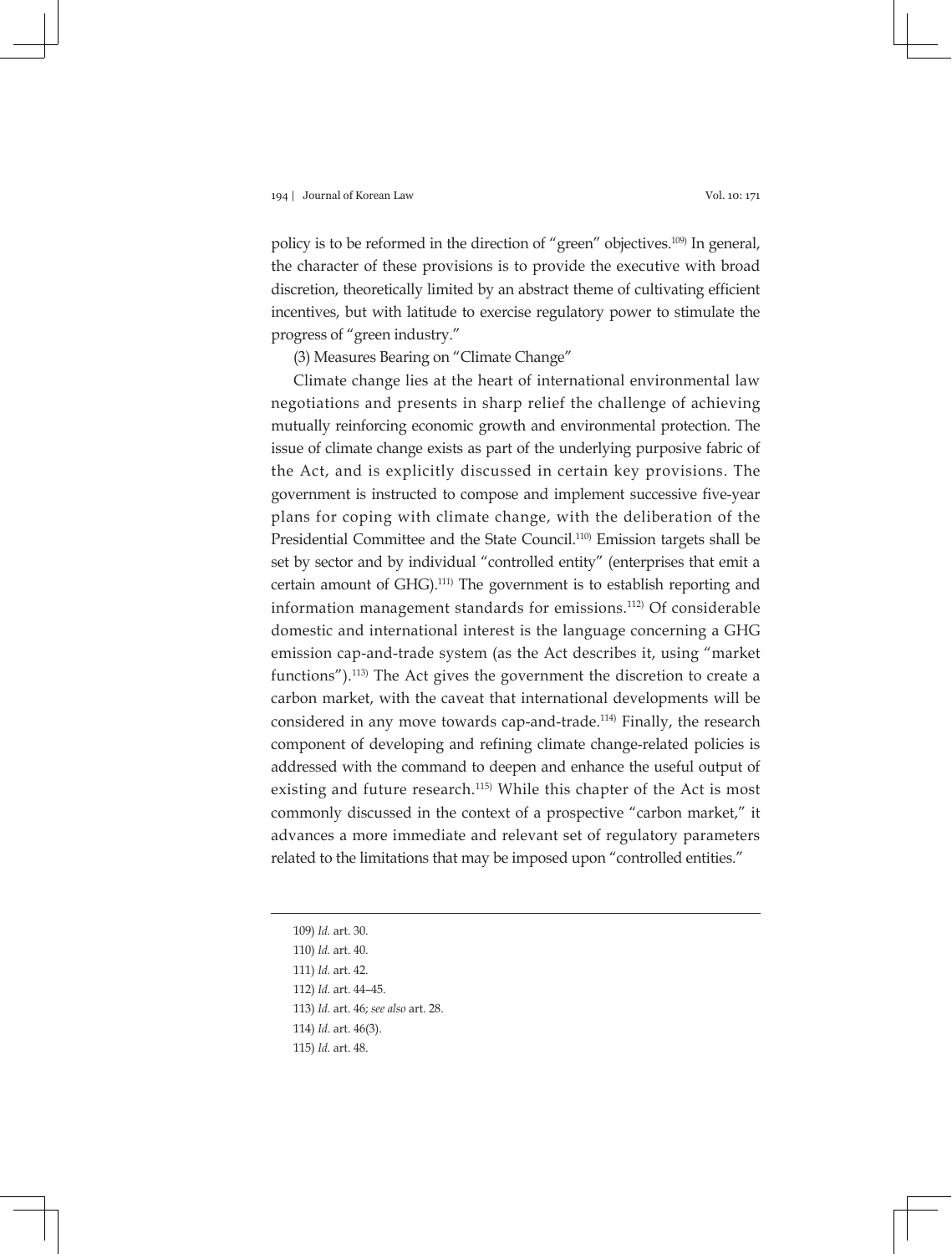policy is to be reformed in the direction of "green" objectives.[109] In general, the character of these provisions is to provide the executive with broad discretion, theoretically limited by an abstract theme of cultivating efficient incentives, but with latitude to exercise regulatory power to stimulate the progress of "green industry."

(3) Measures Bearing on "Climate Change"

Climate change lies at the heart of international environmental law negotiations and presents in sharp relief the challenge of achieving mutually reinforcing economic growth and environmental protection. The issue of climate change exists as part of the underlying purposive fabric of the Act, and is explicitly discussed in certain key provisions. The government is instructed to compose and implement successive five-year plans for coping with climate change, with the deliberation of the Presidential Committee and the State Council.[110] Emission targets shall be set by sector and by individual "controlled entity" (enterprises that emit a certain amount of GHG).[111] The government is to establish reporting and information management standards for emissions.[112] Of considerable domestic and international interest is the language concerning a GHG emission cap-and-trade system (as the Act describes it, using "market functions").[113] The Act gives the government the discretion to create a carbon market, with the caveat that international developments will be considered in any move towards cap-and-trade.[114] Finally, the research component of developing and refining climate change-related policies is addressed with the command to deepen and enhance the useful output of existing and future research.[115] While this chapter of the Act is most commonly discussed in the context of a prospective "carbon market," it advances a more immediate and relevant set of regulatory parameters related to the limitations that may be imposed upon "controlled entities."

---

109) *Id.* art. 30.

110) *Id.* art. 40.

111) *Id.* art. 42.

112) *Id.* art. 44–45.

113) *Id.* art. 46; *see also* art. 28.

114) *Id.* art. 46(3).

115) *Id.* art. 48.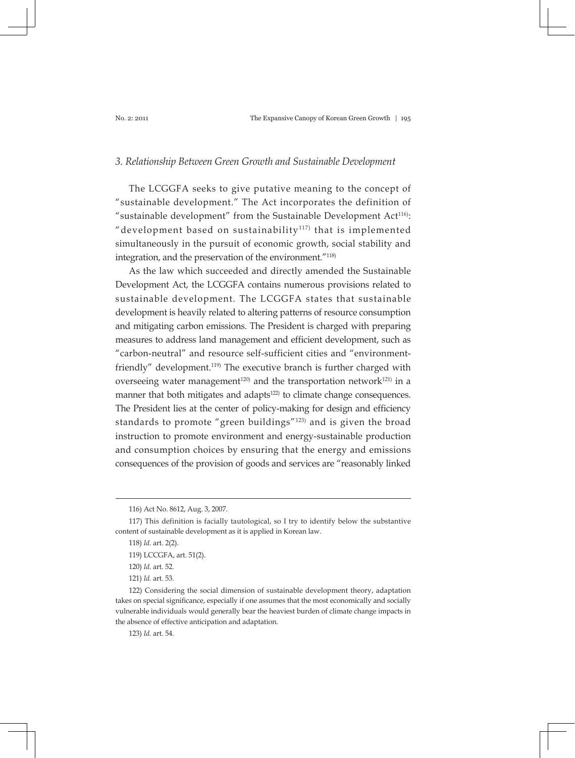### *3. Relationship Between Green Growth and Sustainable Development*

The LCGGFA seeks to give putative meaning to the concept of "sustainable development." The Act incorporates the definition of "sustainable development" from the Sustainable Development Act[116]: "development based on sustainability[117] that is implemented simultaneously in the pursuit of economic growth, social stability and integration, and the preservation of the environment."[118]

As the law which succeeded and directly amended the Sustainable Development Act, the LCGGFA contains numerous provisions related to sustainable development. The LCGGFA states that sustainable development is heavily related to altering patterns of resource consumption and mitigating carbon emissions. The President is charged with preparing measures to address land management and efficient development, such as "carbon-neutral" and resource self-sufficient cities and "environment-friendly" development.[119] The executive branch is further charged with overseeing water management[120] and the transportation network[121] in a manner that both mitigates and adapts[122] to climate change consequences. The President lies at the center of policy-making for design and efficiency standards to promote "green buildings"[123] and is given the broad instruction to promote environment and energy-sustainable production and consumption choices by ensuring that the energy and emissions consequences of the provision of goods and services are "reasonably linked

---

116) Act No. 8612, Aug. 3, 2007.

117) This definition is facially tautological, so I try to identify below the substantive content of sustainable development as it is applied in Korean law.

118) *Id.* art. 2(2).

119) LCCGFA, art. 51(2).

120) *Id.* art. 52.

121) *Id.* art. 53.

122) Considering the social dimension of sustainable development theory, adaptation takes on special significance, especially if one assumes that the most economically and socially vulnerable individuals would generally bear the heaviest burden of climate change impacts in the absence of effective anticipation and adaptation.

123) *Id.* art. 54.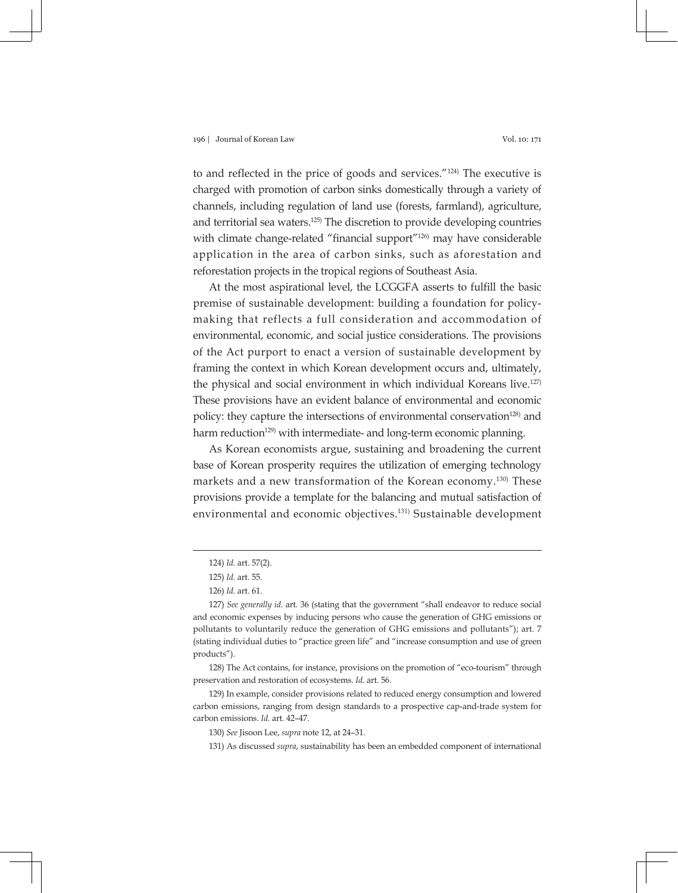to and reflected in the price of goods and services."[124] The executive is charged with promotion of carbon sinks domestically through a variety of channels, including regulation of land use (forests, farmland), agriculture, and territorial sea waters.[125] The discretion to provide developing countries with climate change-related "financial support"[126] may have considerable application in the area of carbon sinks, such as aforestation and reforestation projects in the tropical regions of Southeast Asia.

At the most aspirational level, the LCGGFA asserts to fulfill the basic premise of sustainable development: building a foundation for policy-making that reflects a full consideration and accommodation of environmental, economic, and social justice considerations. The provisions of the Act purport to enact a version of sustainable development by framing the context in which Korean development occurs and, ultimately, the physical and social environment in which individual Koreans live.[127] These provisions have an evident balance of environmental and economic policy: they capture the intersections of environmental conservation[128] and harm reduction[129] with intermediate- and long-term economic planning.

As Korean economists argue, sustaining and broadening the current base of Korean prosperity requires the utilization of emerging technology markets and a new transformation of the Korean economy.[130] These provisions provide a template for the balancing and mutual satisfaction of environmental and economic objectives.[131] Sustainable development

---

124) *Id.* art. 57(2).

125) *Id.* art. 55.

126) *Id.* art. 61.

127) *See generally id.* art. 36 (stating that the government "shall endeavor to reduce social and economic expenses by inducing persons who cause the generation of GHG emissions or pollutants to voluntarily reduce the generation of GHG emissions and pollutants"); art. 7 (stating individual duties to "practice green life" and "increase consumption and use of green products").

128) The Act contains, for instance, provisions on the promotion of "eco-tourism" through preservation and restoration of ecosystems. *Id.* art. 56.

129) In example, consider provisions related to reduced energy consumption and lowered carbon emissions, ranging from design standards to a prospective cap-and-trade system for carbon emissions. *Id.* art. 42–47.

130) *See* Jisoon Lee, *supra* note 12, at 24–31.

131) As discussed *supra*, sustainability has been an embedded component of international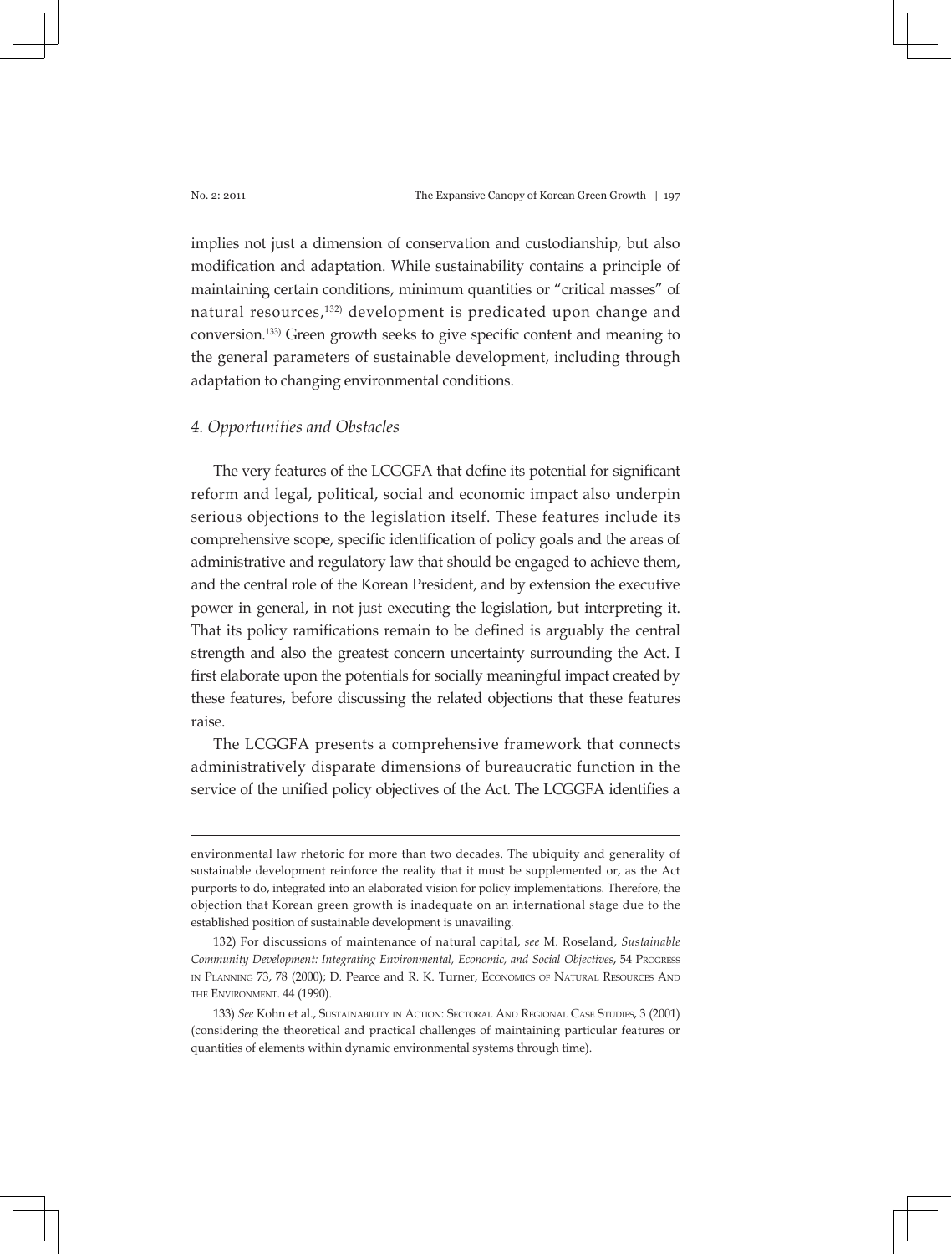implies not just a dimension of conservation and custodianship, but also modification and adaptation. While sustainability contains a principle of maintaining certain conditions, minimum quantities or "critical masses" of natural resources,[132] development is predicated upon change and conversion.[133] Green growth seeks to give specific content and meaning to the general parameters of sustainable development, including through adaptation to changing environmental conditions.

### *4. Opportunities and Obstacles*

The very features of the LCGGFA that define its potential for significant reform and legal, political, social and economic impact also underpin serious objections to the legislation itself. These features include its comprehensive scope, specific identification of policy goals and the areas of administrative and regulatory law that should be engaged to achieve them, and the central role of the Korean President, and by extension the executive power in general, in not just executing the legislation, but interpreting it. That its policy ramifications remain to be defined is arguably the central strength and also the greatest concern uncertainty surrounding the Act. I first elaborate upon the potentials for socially meaningful impact created by these features, before discussing the related objections that these features raise.

The LCGGFA presents a comprehensive framework that connects administratively disparate dimensions of bureaucratic function in the service of the unified policy objectives of the Act. The LCGGFA identifies a

---

environmental law rhetoric for more than two decades. The ubiquity and generality of sustainable development reinforce the reality that it must be supplemented or, as the Act purports to do, integrated into an elaborated vision for policy implementations. Therefore, the objection that Korean green growth is inadequate on an international stage due to the established position of sustainable development is unavailing.

132) For discussions of maintenance of natural capital, *see* M. Roseland, *Sustainable Community Development: Integrating Environmental, Economic, and Social Objectives*, 54 PROGRESS IN PLANNING 73, 78 (2000); D. Pearce and R. K. Turner, ECONOMICS OF NATURAL RESOURCES AND THE ENVIRONMENT. 44 (1990).

133) *See* Kohn et al., SUSTAINABILITY IN ACTION: SECTORAL AND REGIONAL CASE STUDIES, 3 (2001) (considering the theoretical and practical challenges of maintaining particular features or quantities of elements within dynamic environmental systems through time).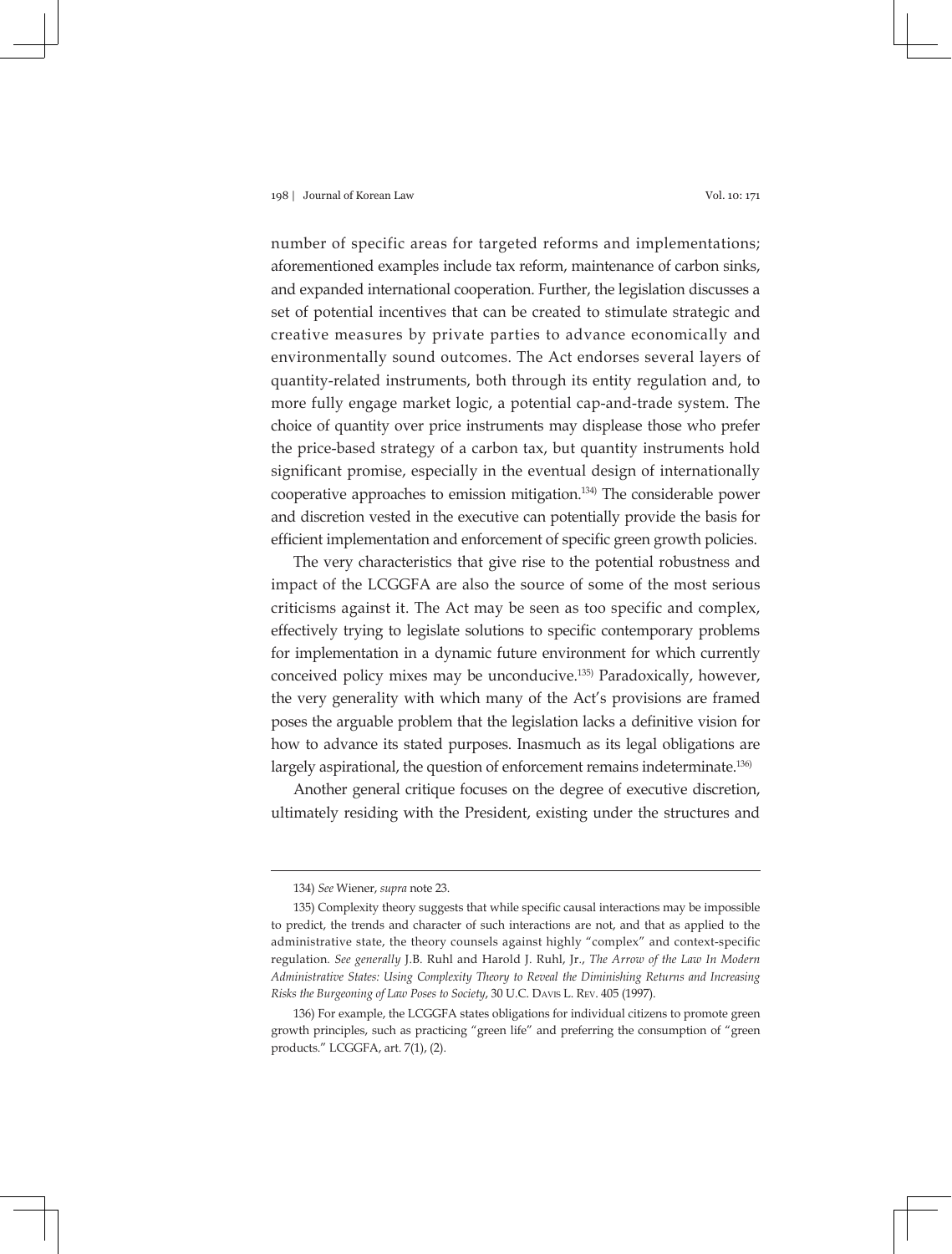number of specific areas for targeted reforms and implementations; aforementioned examples include tax reform, maintenance of carbon sinks, and expanded international cooperation. Further, the legislation discusses a set of potential incentives that can be created to stimulate strategic and creative measures by private parties to advance economically and environmentally sound outcomes. The Act endorses several layers of quantity-related instruments, both through its entity regulation and, to more fully engage market logic, a potential cap-and-trade system. The choice of quantity over price instruments may displease those who prefer the price-based strategy of a carbon tax, but quantity instruments hold significant promise, especially in the eventual design of internationally cooperative approaches to emission mitigation.[134] The considerable power and discretion vested in the executive can potentially provide the basis for efficient implementation and enforcement of specific green growth policies.

The very characteristics that give rise to the potential robustness and impact of the LCGGFA are also the source of some of the most serious criticisms against it. The Act may be seen as too specific and complex, effectively trying to legislate solutions to specific contemporary problems for implementation in a dynamic future environment for which currently conceived policy mixes may be unconducive.[135] Paradoxically, however, the very generality with which many of the Act's provisions are framed poses the arguable problem that the legislation lacks a definitive vision for how to advance its stated purposes. Inasmuch as its legal obligations are largely aspirational, the question of enforcement remains indeterminate.[136]

Another general critique focuses on the degree of executive discretion, ultimately residing with the President, existing under the structures and

---

134) *See* Wiener, *supra* note 23.

135) Complexity theory suggests that while specific causal interactions may be impossible to predict, the trends and character of such interactions are not, and that as applied to the administrative state, the theory counsels against highly "complex" and context-specific regulation. *See generally* J.B. Ruhl and Harold J. Ruhl, Jr., *The Arrow of the Law In Modern Administrative States: Using Complexity Theory to Reveal the Diminishing Returns and Increasing Risks the Burgeoning of Law Poses to Society*, 30 U.C. Davis L. Rev. 405 (1997).

136) For example, the LCGGFA states obligations for individual citizens to promote green growth principles, such as practicing "green life" and preferring the consumption of "green products." LCGGFA, art. 7(1), (2).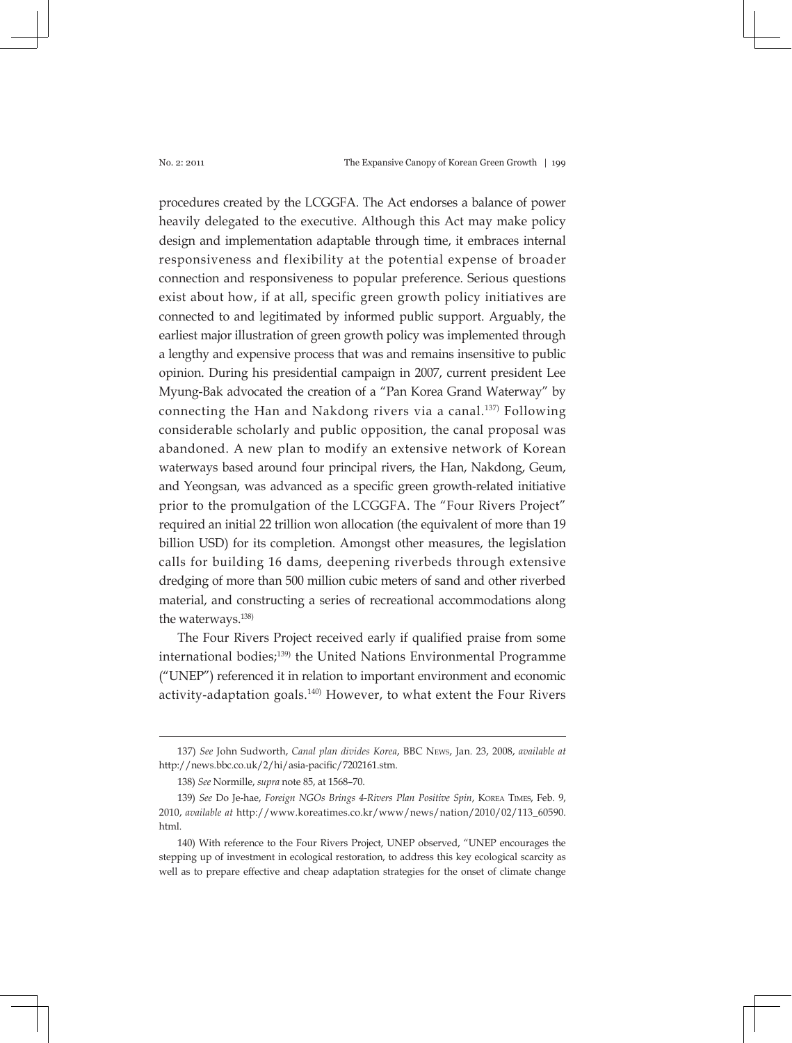procedures created by the LCGGFA. The Act endorses a balance of power heavily delegated to the executive. Although this Act may make policy design and implementation adaptable through time, it embraces internal responsiveness and flexibility at the potential expense of broader connection and responsiveness to popular preference. Serious questions exist about how, if at all, specific green growth policy initiatives are connected to and legitimated by informed public support. Arguably, the earliest major illustration of green growth policy was implemented through a lengthy and expensive process that was and remains insensitive to public opinion. During his presidential campaign in 2007, current president Lee Myung-Bak advocated the creation of a "Pan Korea Grand Waterway" by connecting the Han and Nakdong rivers via a canal.[137] Following considerable scholarly and public opposition, the canal proposal was abandoned. A new plan to modify an extensive network of Korean waterways based around four principal rivers, the Han, Nakdong, Geum, and Yeongsan, was advanced as a specific green growth-related initiative prior to the promulgation of the LCGGFA. The "Four Rivers Project" required an initial 22 trillion won allocation (the equivalent of more than 19 billion USD) for its completion. Amongst other measures, the legislation calls for building 16 dams, deepening riverbeds through extensive dredging of more than 500 million cubic meters of sand and other riverbed material, and constructing a series of recreational accommodations along the waterways.[138]

The Four Rivers Project received early if qualified praise from some international bodies;[139] the United Nations Environmental Programme ("UNEP") referenced it in relation to important environment and economic activity-adaptation goals.[140] However, to what extent the Four Rivers

---

137) *See* John Sudworth, *Canal plan divides Korea*, BBC News, Jan. 23, 2008, *available at* http://news.bbc.co.uk/2/hi/asia-pacific/7202161.stm.

138) *See* Normille, *supra* note 85, at 1568–70.

139) *See* Do Je-hae, *Foreign NGOs Brings 4-Rivers Plan Positive Spin*, Korea Times, Feb. 9, 2010, *available at* http://www.koreatimes.co.kr/www/news/nation/2010/02/113_60590.html.

140) With reference to the Four Rivers Project, UNEP observed, "UNEP encourages the stepping up of investment in ecological restoration, to address this key ecological scarcity as well as to prepare effective and cheap adaptation strategies for the onset of climate change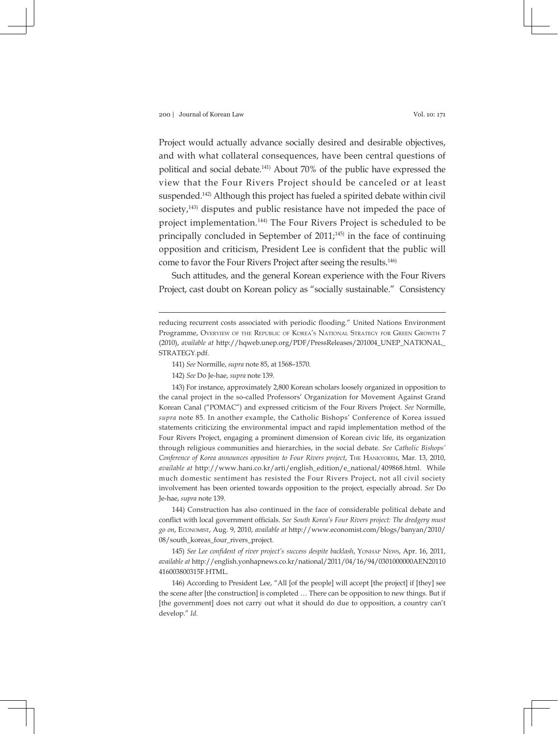Project would actually advance socially desired and desirable objectives, and with what collateral consequences, have been central questions of political and social debate.[141] About 70% of the public have expressed the view that the Four Rivers Project should be canceled or at least suspended.[142] Although this project has fueled a spirited debate within civil society,[143] disputes and public resistance have not impeded the pace of project implementation.[144] The Four Rivers Project is scheduled to be principally concluded in September of 2011;[145] in the face of continuing opposition and criticism, President Lee is confident that the public will come to favor the Four Rivers Project after seeing the results.[146]

Such attitudes, and the general Korean experience with the Four Rivers Project, cast doubt on Korean policy as "socially sustainable." Consistency

---

reducing recurrent costs associated with periodic flooding." United Nations Environment Programme, Overview of the Republic of Korea's National Strategy for Green Growth 7 (2010), *available at* http://hqweb.unep.org/PDF/PressReleases/201004_UNEP_NATIONAL_STRATEGY.pdf.

141) *See* Normille, *supra* note 85, at 1568–1570.

142) *See* Do Je-hae, *supra* note 139.

143) For instance, approximately 2,800 Korean scholars loosely organized in opposition to the canal project in the so-called Professors' Organization for Movement Against Grand Korean Canal ("POMAC") and expressed criticism of the Four Rivers Project. *See* Normille, *supra* note 85. In another example, the Catholic Bishops' Conference of Korea issued statements criticizing the environmental impact and rapid implementation method of the Four Rivers Project, engaging a prominent dimension of Korean civic life, its organization through religious communities and hierarchies, in the social debate. *See Catholic Bishops' Conference of Korea announces opposition to Four Rivers project*, The Hankyoreh, Mar. 13, 2010, *available at* http://www.hani.co.kr/arti/english_edition/e_national/409868.html. While much domestic sentiment has resisted the Four Rivers Project, not all civil society involvement has been oriented towards opposition to the project, especially abroad. *See* Do Je-hae, *supra* note 139.

144) Construction has also continued in the face of considerable political debate and conflict with local government officials. *See South Korea's Four Rivers project: The dredgery must go on*, Economist, Aug. 9, 2010, *available at* http://www.economist.com/blogs/banyan/2010/08/south_koreas_four_rivers_project.

145) *See Lee confident of river project's success despite backlash*, Yonhap News, Apr. 16, 2011, *available at* http://english.yonhapnews.co.kr/national/2011/04/16/94/0301000000AEN20110416003800315F.HTML.

146) According to President Lee, "All [of the people] will accept [the project] if [they] see the scene after [the construction] is completed … There can be opposition to new things. But if [the government] does not carry out what it should do due to opposition, a country can't develop." *Id.*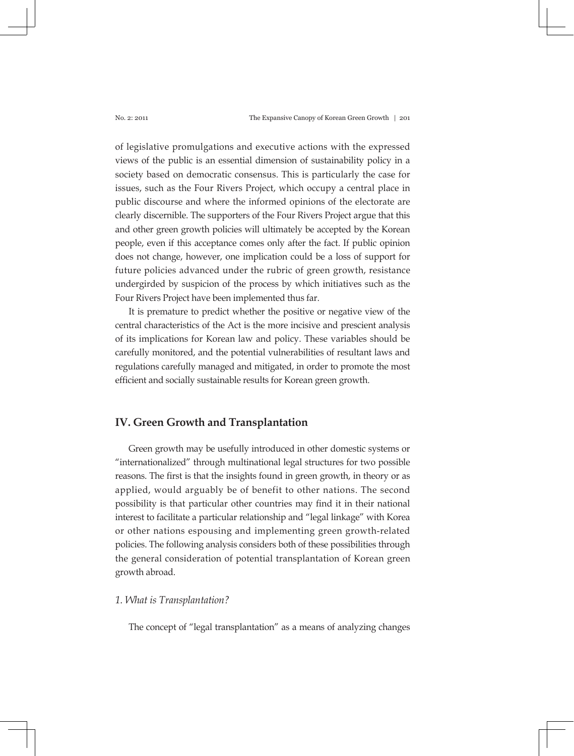of legislative promulgations and executive actions with the expressed views of the public is an essential dimension of sustainability policy in a society based on democratic consensus. This is particularly the case for issues, such as the Four Rivers Project, which occupy a central place in public discourse and where the informed opinions of the electorate are clearly discernible. The supporters of the Four Rivers Project argue that this and other green growth policies will ultimately be accepted by the Korean people, even if this acceptance comes only after the fact. If public opinion does not change, however, one implication could be a loss of support for future policies advanced under the rubric of green growth, resistance undergirded by suspicion of the process by which initiatives such as the Four Rivers Project have been implemented thus far.

It is premature to predict whether the positive or negative view of the central characteristics of the Act is the more incisive and prescient analysis of its implications for Korean law and policy. These variables should be carefully monitored, and the potential vulnerabilities of resultant laws and regulations carefully managed and mitigated, in order to promote the most efficient and socially sustainable results for Korean green growth.

## IV. Green Growth and Transplantation

Green growth may be usefully introduced in other domestic systems or "internationalized" through multinational legal structures for two possible reasons. The first is that the insights found in green growth, in theory or as applied, would arguably be of benefit to other nations. The second possibility is that particular other countries may find it in their national interest to facilitate a particular relationship and "legal linkage" with Korea or other nations espousing and implementing green growth-related policies. The following analysis considers both of these possibilities through the general consideration of potential transplantation of Korean green growth abroad.

### *1. What is Transplantation?*

The concept of "legal transplantation" as a means of analyzing changes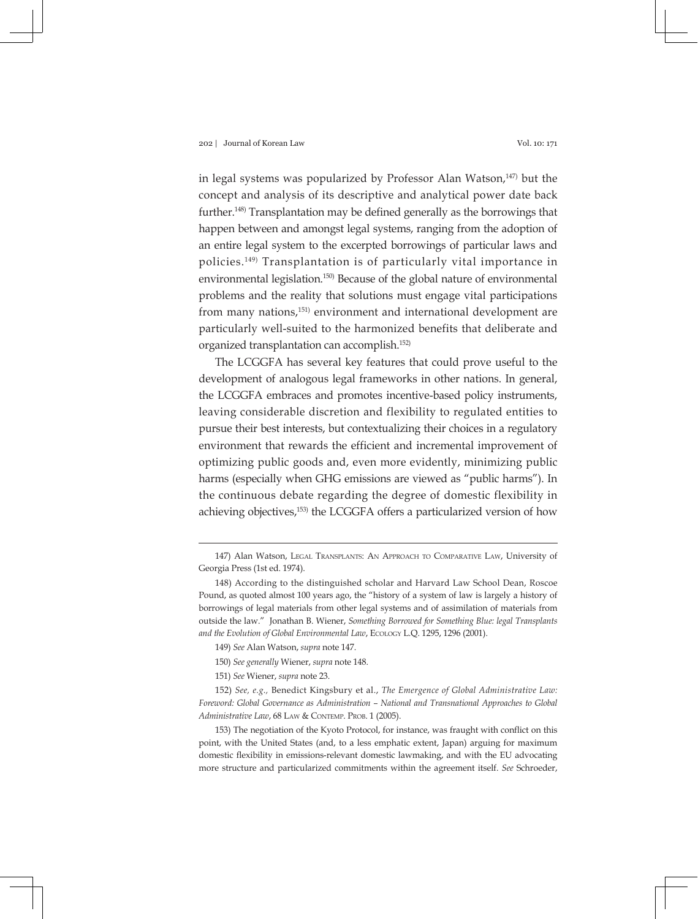in legal systems was popularized by Professor Alan Watson,[147] but the concept and analysis of its descriptive and analytical power date back further.[148] Transplantation may be defined generally as the borrowings that happen between and amongst legal systems, ranging from the adoption of an entire legal system to the excerpted borrowings of particular laws and policies.[149] Transplantation is of particularly vital importance in environmental legislation.[150] Because of the global nature of environmental problems and the reality that solutions must engage vital participations from many nations,[151] environment and international development are particularly well-suited to the harmonized benefits that deliberate and organized transplantation can accomplish.[152]

The LCGGFA has several key features that could prove useful to the development of analogous legal frameworks in other nations. In general, the LCGGFA embraces and promotes incentive-based policy instruments, leaving considerable discretion and flexibility to regulated entities to pursue their best interests, but contextualizing their choices in a regulatory environment that rewards the efficient and incremental improvement of optimizing public goods and, even more evidently, minimizing public harms (especially when GHG emissions are viewed as "public harms"). In the continuous debate regarding the degree of domestic flexibility in achieving objectives,[153] the LCGGFA offers a particularized version of how

---

147) Alan Watson, Legal Transplants: An Approach to Comparative Law, University of Georgia Press (1st ed. 1974).

148) According to the distinguished scholar and Harvard Law School Dean, Roscoe Pound, as quoted almost 100 years ago, the "history of a system of law is largely a history of borrowings of legal materials from other legal systems and of assimilation of materials from outside the law." Jonathan B. Wiener, *Something Borrowed for Something Blue: legal Transplants and the Evolution of Global Environmental Law*, Ecology L.Q. 1295, 1296 (2001).

149) *See* Alan Watson, *supra* note 147.

150) *See generally* Wiener, *supra* note 148.

151) *See* Wiener, *supra* note 23.

152) *See, e.g.,* Benedict Kingsbury et al., *The Emergence of Global Administrative Law: Foreword: Global Governance as Administration – National and Transnational Approaches to Global Administrative Law*, 68 Law & Contemp. Prob. 1 (2005).

153) The negotiation of the Kyoto Protocol, for instance, was fraught with conflict on this point, with the United States (and, to a less emphatic extent, Japan) arguing for maximum domestic flexibility in emissions-relevant domestic lawmaking, and with the EU advocating more structure and particularized commitments within the agreement itself. *See* Schroeder,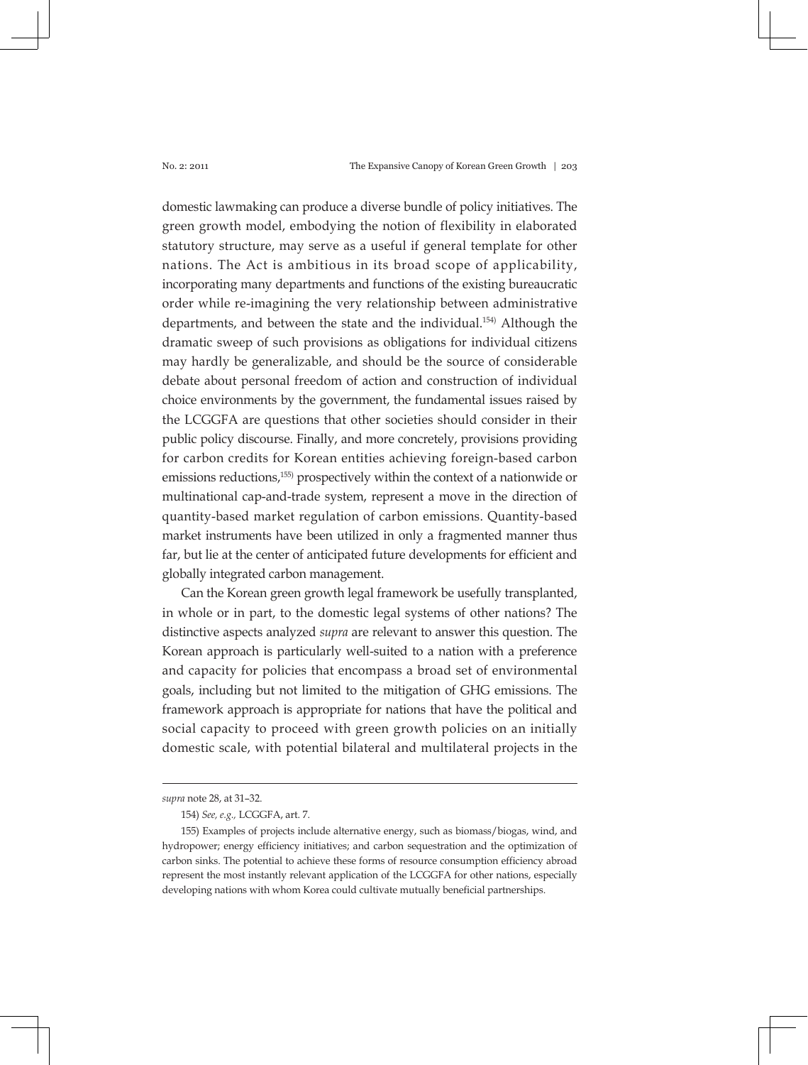domestic lawmaking can produce a diverse bundle of policy initiatives. The green growth model, embodying the notion of flexibility in elaborated statutory structure, may serve as a useful if general template for other nations. The Act is ambitious in its broad scope of applicability, incorporating many departments and functions of the existing bureaucratic order while re-imagining the very relationship between administrative departments, and between the state and the individual.[154] Although the dramatic sweep of such provisions as obligations for individual citizens may hardly be generalizable, and should be the source of considerable debate about personal freedom of action and construction of individual choice environments by the government, the fundamental issues raised by the LCGGFA are questions that other societies should consider in their public policy discourse. Finally, and more concretely, provisions providing for carbon credits for Korean entities achieving foreign-based carbon emissions reductions,[155] prospectively within the context of a nationwide or multinational cap-and-trade system, represent a move in the direction of quantity-based market regulation of carbon emissions. Quantity-based market instruments have been utilized in only a fragmented manner thus far, but lie at the center of anticipated future developments for efficient and globally integrated carbon management.

Can the Korean green growth legal framework be usefully transplanted, in whole or in part, to the domestic legal systems of other nations? The distinctive aspects analyzed *supra* are relevant to answer this question. The Korean approach is particularly well-suited to a nation with a preference and capacity for policies that encompass a broad set of environmental goals, including but not limited to the mitigation of GHG emissions. The framework approach is appropriate for nations that have the political and social capacity to proceed with green growth policies on an initially domestic scale, with potential bilateral and multilateral projects in the

---

*supra* note 28, at 31–32.

154) *See, e.g.,* LCGGFA, art. 7.

155) Examples of projects include alternative energy, such as biomass/biogas, wind, and hydropower; energy efficiency initiatives; and carbon sequestration and the optimization of carbon sinks. The potential to achieve these forms of resource consumption efficiency abroad represent the most instantly relevant application of the LCGGFA for other nations, especially developing nations with whom Korea could cultivate mutually beneficial partnerships.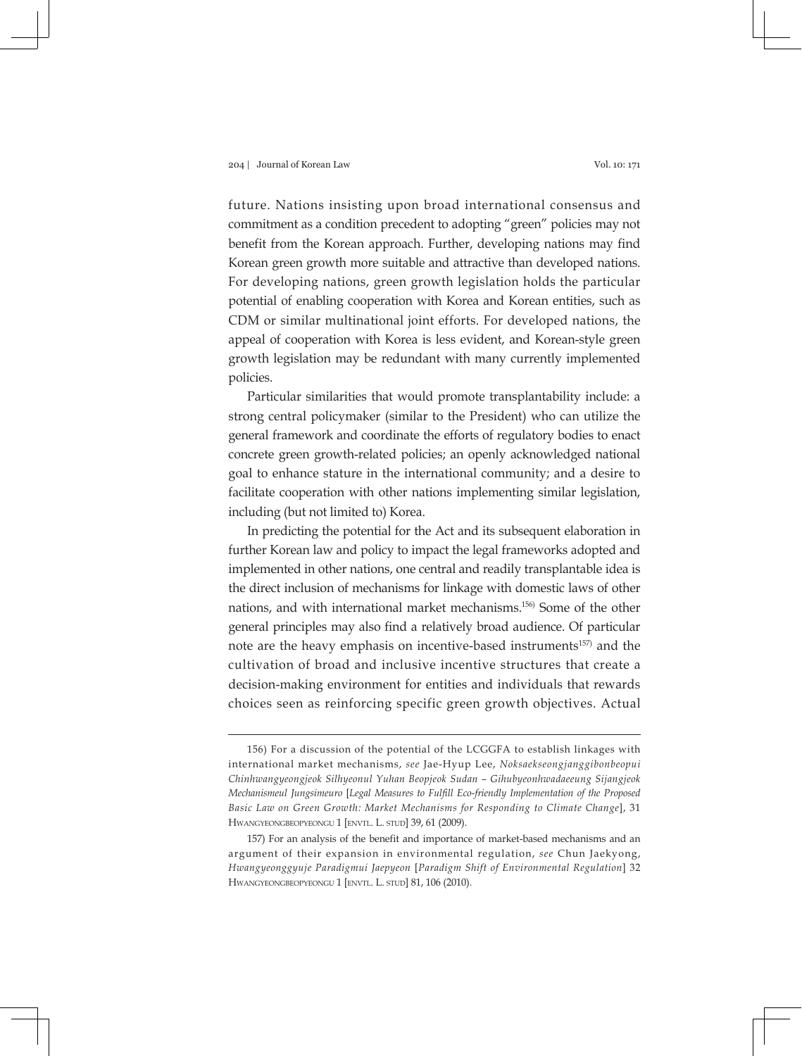future. Nations insisting upon broad international consensus and commitment as a condition precedent to adopting "green" policies may not benefit from the Korean approach. Further, developing nations may find Korean green growth more suitable and attractive than developed nations. For developing nations, green growth legislation holds the particular potential of enabling cooperation with Korea and Korean entities, such as CDM or similar multinational joint efforts. For developed nations, the appeal of cooperation with Korea is less evident, and Korean-style green growth legislation may be redundant with many currently implemented policies.

Particular similarities that would promote transplantability include: a strong central policymaker (similar to the President) who can utilize the general framework and coordinate the efforts of regulatory bodies to enact concrete green growth-related policies; an openly acknowledged national goal to enhance stature in the international community; and a desire to facilitate cooperation with other nations implementing similar legislation, including (but not limited to) Korea.

In predicting the potential for the Act and its subsequent elaboration in further Korean law and policy to impact the legal frameworks adopted and implemented in other nations, one central and readily transplantable idea is the direct inclusion of mechanisms for linkage with domestic laws of other nations, and with international market mechanisms.[156] Some of the other general principles may also find a relatively broad audience. Of particular note are the heavy emphasis on incentive-based instruments[157] and the cultivation of broad and inclusive incentive structures that create a decision-making environment for entities and individuals that rewards choices seen as reinforcing specific green growth objectives. Actual

---

156) For a discussion of the potential of the LCGGFA to establish linkages with international market mechanisms, *see* Jae-Hyup Lee, *Noksaekseongjanggibonbeopui Chinhwangyeongjeok Silhyeonul Yuhan Beopjeok Sudan – Gihubyeonhwadaeeung Sijangjeok Mechanismeul Jungsimeuro* [*Legal Measures to Fulfill Eco-friendly Implementation of the Proposed Basic Law on Green Growth: Market Mechanisms for Responding to Climate Change*], 31 HWANGYEONGBEOPYEONGU 1 [ENVTL. L. STUD] 39, 61 (2009).

157) For an analysis of the benefit and importance of market-based mechanisms and an argument of their expansion in environmental regulation, *see* Chun Jaekyong, *Hwangyeonggyuje Paradigmui Jaepyeon* [*Paradigm Shift of Environmental Regulation*] 32 HWANGYEONGBEOPYEONGU 1 [ENVTL. L. STUD] 81, 106 (2010).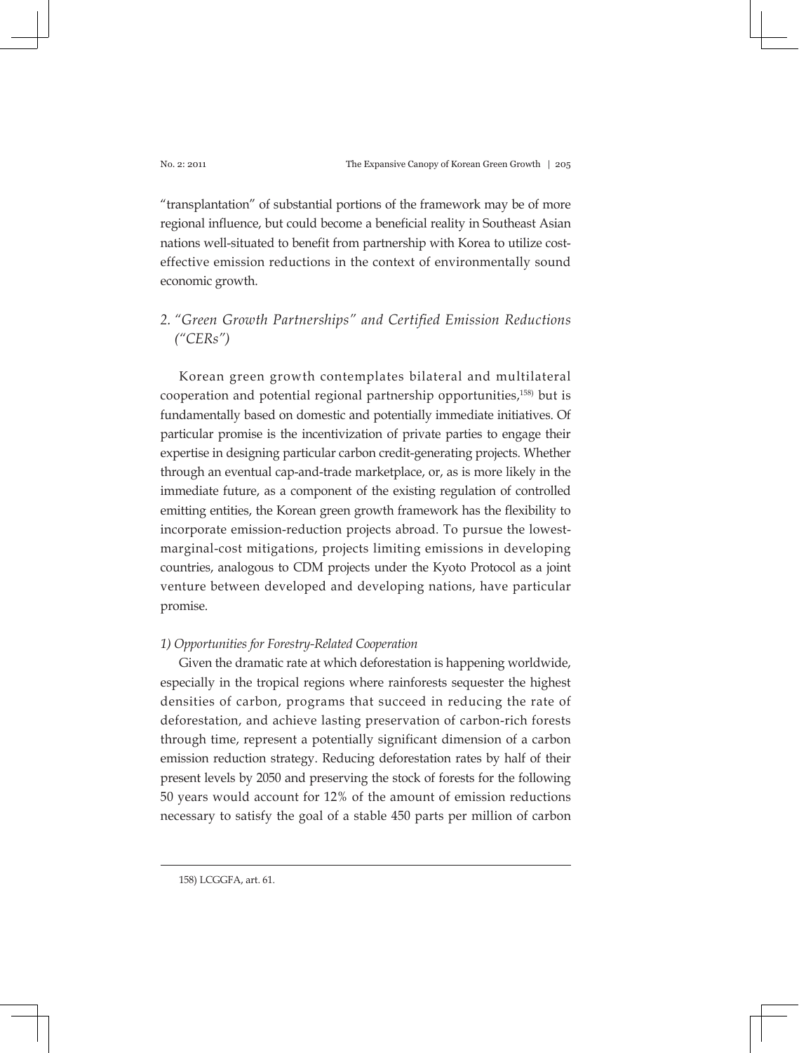"transplantation" of substantial portions of the framework may be of more regional influence, but could become a beneficial reality in Southeast Asian nations well-situated to benefit from partnership with Korea to utilize cost-effective emission reductions in the context of environmentally sound economic growth.

### 2. *"Green Growth Partnerships" and Certified Emission Reductions ("CERs")*

Korean green growth contemplates bilateral and multilateral cooperation and potential regional partnership opportunities,[158] but is fundamentally based on domestic and potentially immediate initiatives. Of particular promise is the incentivization of private parties to engage their expertise in designing particular carbon credit-generating projects. Whether through an eventual cap-and-trade marketplace, or, as is more likely in the immediate future, as a component of the existing regulation of controlled emitting entities, the Korean green growth framework has the flexibility to incorporate emission-reduction projects abroad. To pursue the lowest-marginal-cost mitigations, projects limiting emissions in developing countries, analogous to CDM projects under the Kyoto Protocol as a joint venture between developed and developing nations, have particular promise.

#### *1) Opportunities for Forestry-Related Cooperation*

Given the dramatic rate at which deforestation is happening worldwide, especially in the tropical regions where rainforests sequester the highest densities of carbon, programs that succeed in reducing the rate of deforestation, and achieve lasting preservation of carbon-rich forests through time, represent a potentially significant dimension of a carbon emission reduction strategy. Reducing deforestation rates by half of their present levels by 2050 and preserving the stock of forests for the following 50 years would account for 12% of the amount of emission reductions necessary to satisfy the goal of a stable 450 parts per million of carbon

---

158) LCGGFA, art. 61.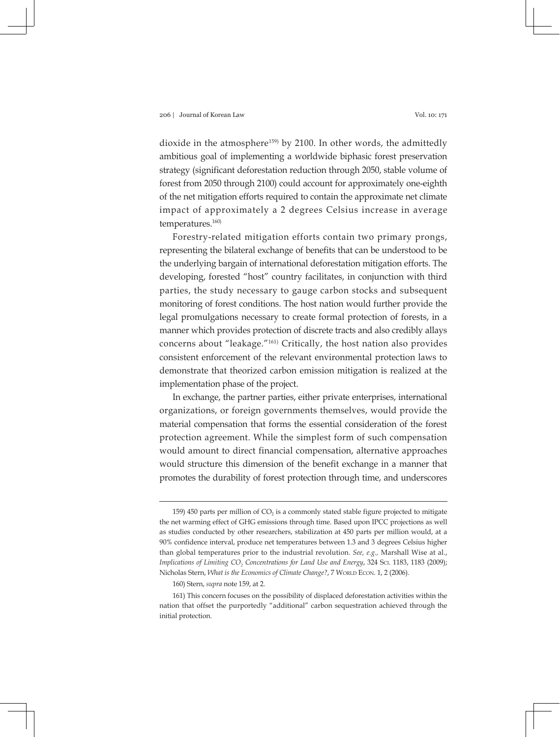dioxide in the atmosphere[159] by 2100. In other words, the admittedly ambitious goal of implementing a worldwide biphasic forest preservation strategy (significant deforestation reduction through 2050, stable volume of forest from 2050 through 2100) could account for approximately one-eighth of the net mitigation efforts required to contain the approximate net climate impact of approximately a 2 degrees Celsius increase in average temperatures.[160]

Forestry-related mitigation efforts contain two primary prongs, representing the bilateral exchange of benefits that can be understood to be the underlying bargain of international deforestation mitigation efforts. The developing, forested "host" country facilitates, in conjunction with third parties, the study necessary to gauge carbon stocks and subsequent monitoring of forest conditions. The host nation would further provide the legal promulgations necessary to create formal protection of forests, in a manner which provides protection of discrete tracts and also credibly allays concerns about "leakage."[161] Critically, the host nation also provides consistent enforcement of the relevant environmental protection laws to demonstrate that theorized carbon emission mitigation is realized at the implementation phase of the project.

In exchange, the partner parties, either private enterprises, international organizations, or foreign governments themselves, would provide the material compensation that forms the essential consideration of the forest protection agreement. While the simplest form of such compensation would amount to direct financial compensation, alternative approaches would structure this dimension of the benefit exchange in a manner that promotes the durability of forest protection through time, and underscores

---

159) 450 parts per million of $CO_2$ is a commonly stated stable figure projected to mitigate the net warming effect of GHG emissions through time. Based upon IPCC projections as well as studies conducted by other researchers, stabilization at 450 parts per million would, at a 90% confidence interval, produce net temperatures between 1.3 and 3 degrees Celsius higher than global temperatures prior to the industrial revolution. *See, e.g.,* Marshall Wise at al., *Implications of Limiting $CO_2$ Concentrations for Land Use and Energy*, 324 SCI. 1183, 1183 (2009); Nicholas Stern, *What is the Economics of Climate Change?*, 7 WORLD ECON. 1, 2 (2006).

160) Stern, *supra* note 159, at 2.

161) This concern focuses on the possibility of displaced deforestation activities within the nation that offset the purportedly "additional" carbon sequestration achieved through the initial protection.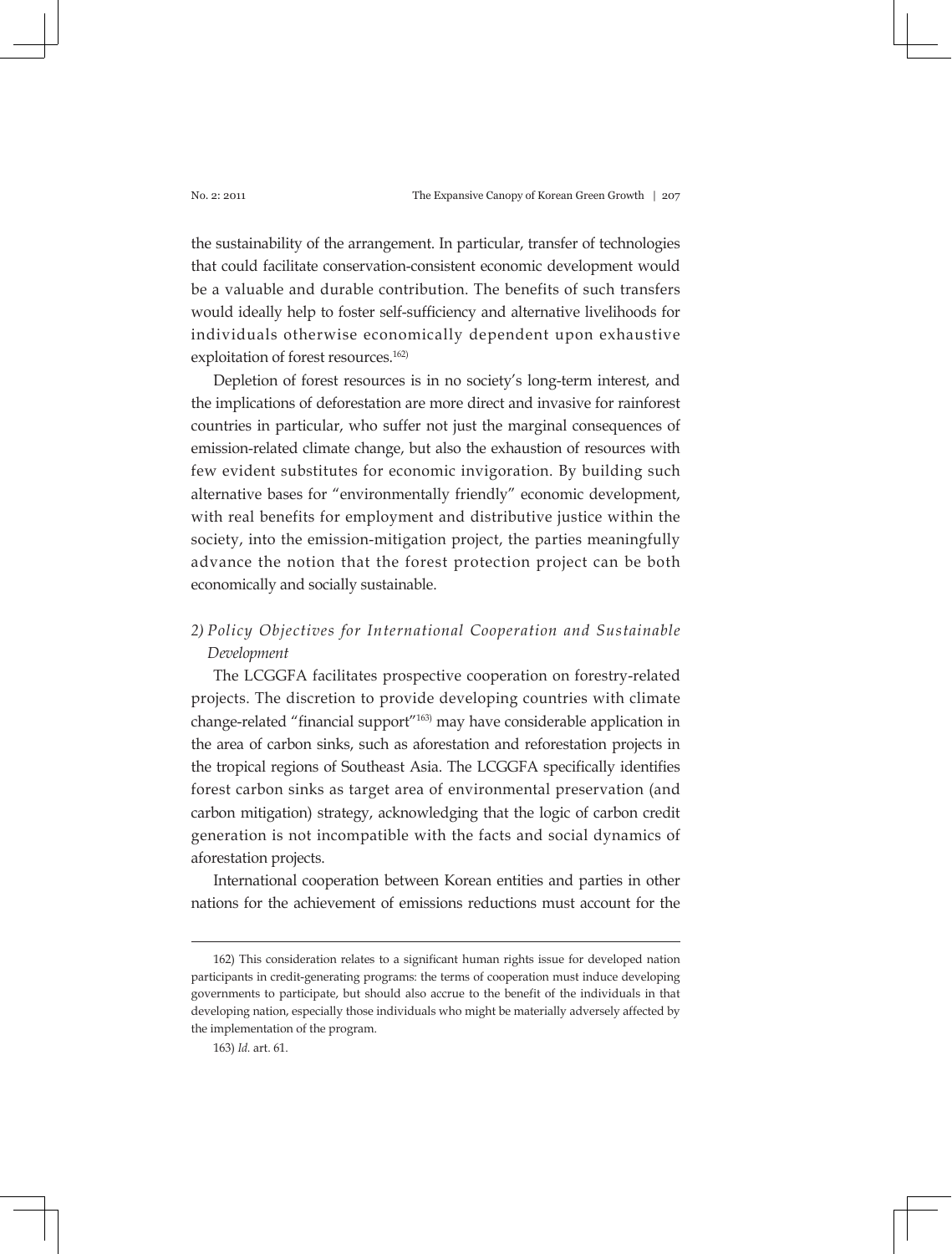the sustainability of the arrangement. In particular, transfer of technologies that could facilitate conservation-consistent economic development would be a valuable and durable contribution. The benefits of such transfers would ideally help to foster self-sufficiency and alternative livelihoods for individuals otherwise economically dependent upon exhaustive exploitation of forest resources.[162)]

Depletion of forest resources is in no society's long-term interest, and the implications of deforestation are more direct and invasive for rainforest countries in particular, who suffer not just the marginal consequences of emission-related climate change, but also the exhaustion of resources with few evident substitutes for economic invigoration. By building such alternative bases for "environmentally friendly" economic development, with real benefits for employment and distributive justice within the society, into the emission-mitigation project, the parties meaningfully advance the notion that the forest protection project can be both economically and socially sustainable.

### *2) Policy Objectives for International Cooperation and Sustainable Development*

The LCGGFA facilitates prospective cooperation on forestry-related projects. The discretion to provide developing countries with climate change-related "financial support"[163)] may have considerable application in the area of carbon sinks, such as aforestation and reforestation projects in the tropical regions of Southeast Asia. The LCGGFA specifically identifies forest carbon sinks as target area of environmental preservation (and carbon mitigation) strategy, acknowledging that the logic of carbon credit generation is not incompatible with the facts and social dynamics of aforestation projects.

International cooperation between Korean entities and parties in other nations for the achievement of emissions reductions must account for the

---

162) This consideration relates to a significant human rights issue for developed nation participants in credit-generating programs: the terms of cooperation must induce developing governments to participate, but should also accrue to the benefit of the individuals in that developing nation, especially those individuals who might be materially adversely affected by the implementation of the program.

163) *Id.* art. 61.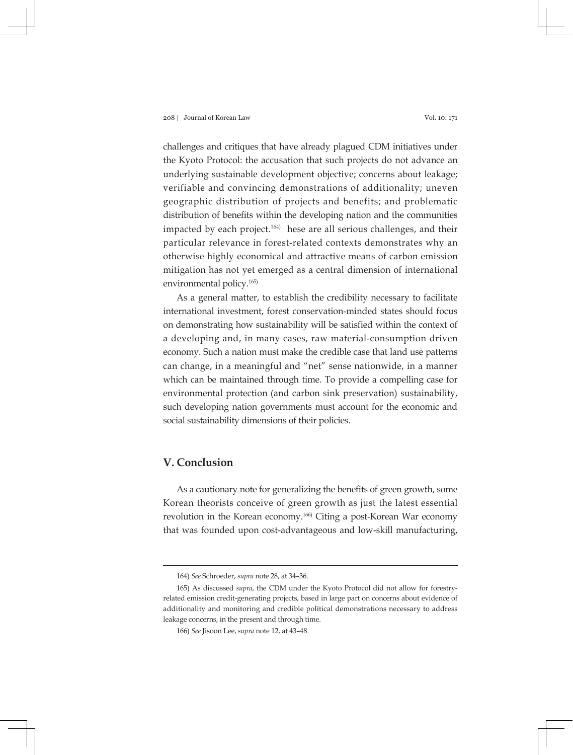challenges and critiques that have already plagued CDM initiatives under the Kyoto Protocol: the accusation that such projects do not advance an underlying sustainable development objective; concerns about leakage; verifiable and convincing demonstrations of additionality; uneven geographic distribution of projects and benefits; and problematic distribution of benefits within the developing nation and the communities impacted by each project.[164] hese are all serious challenges, and their particular relevance in forest-related contexts demonstrates why an otherwise highly economical and attractive means of carbon emission mitigation has not yet emerged as a central dimension of international environmental policy.[165]

As a general matter, to establish the credibility necessary to facilitate international investment, forest conservation-minded states should focus on demonstrating how sustainability will be satisfied within the context of a developing and, in many cases, raw material-consumption driven economy. Such a nation must make the credible case that land use patterns can change, in a meaningful and "net" sense nationwide, in a manner which can be maintained through time. To provide a compelling case for environmental protection (and carbon sink preservation) sustainability, such developing nation governments must account for the economic and social sustainability dimensions of their policies.

## V. Conclusion

As a cautionary note for generalizing the benefits of green growth, some Korean theorists conceive of green growth as just the latest essential revolution in the Korean economy.[166] Citing a post-Korean War economy that was founded upon cost-advantageous and low-skill manufacturing,

---

164) *See* Schroeder, *supra* note 28, at 34–36.

165) As discussed *supra*, the CDM under the Kyoto Protocol did not allow for forestry-related emission credit-generating projects, based in large part on concerns about evidence of additionality and monitoring and credible political demonstrations necessary to address leakage concerns, in the present and through time.

166) *See* Jisoon Lee, *supra* note 12, at 43–48.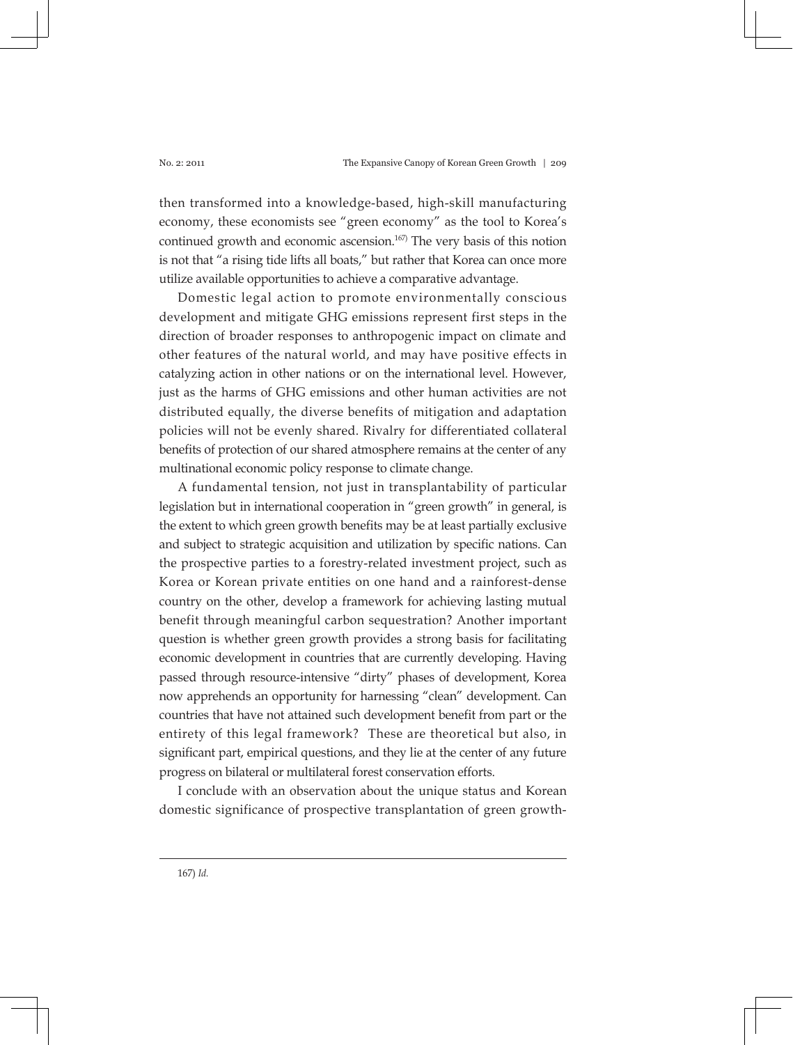then transformed into a knowledge-based, high-skill manufacturing economy, these economists see "green economy" as the tool to Korea's continued growth and economic ascension.[167] The very basis of this notion is not that "a rising tide lifts all boats," but rather that Korea can once more utilize available opportunities to achieve a comparative advantage.

Domestic legal action to promote environmentally conscious development and mitigate GHG emissions represent first steps in the direction of broader responses to anthropogenic impact on climate and other features of the natural world, and may have positive effects in catalyzing action in other nations or on the international level. However, just as the harms of GHG emissions and other human activities are not distributed equally, the diverse benefits of mitigation and adaptation policies will not be evenly shared. Rivalry for differentiated collateral benefits of protection of our shared atmosphere remains at the center of any multinational economic policy response to climate change.

A fundamental tension, not just in transplantability of particular legislation but in international cooperation in "green growth" in general, is the extent to which green growth benefits may be at least partially exclusive and subject to strategic acquisition and utilization by specific nations. Can the prospective parties to a forestry-related investment project, such as Korea or Korean private entities on one hand and a rainforest-dense country on the other, develop a framework for achieving lasting mutual benefit through meaningful carbon sequestration? Another important question is whether green growth provides a strong basis for facilitating economic development in countries that are currently developing. Having passed through resource-intensive "dirty" phases of development, Korea now apprehends an opportunity for harnessing "clean" development. Can countries that have not attained such development benefit from part or the entirety of this legal framework? These are theoretical but also, in significant part, empirical questions, and they lie at the center of any future progress on bilateral or multilateral forest conservation efforts.

I conclude with an observation about the unique status and Korean domestic significance of prospective transplantation of green growth-

---

167) *Id.*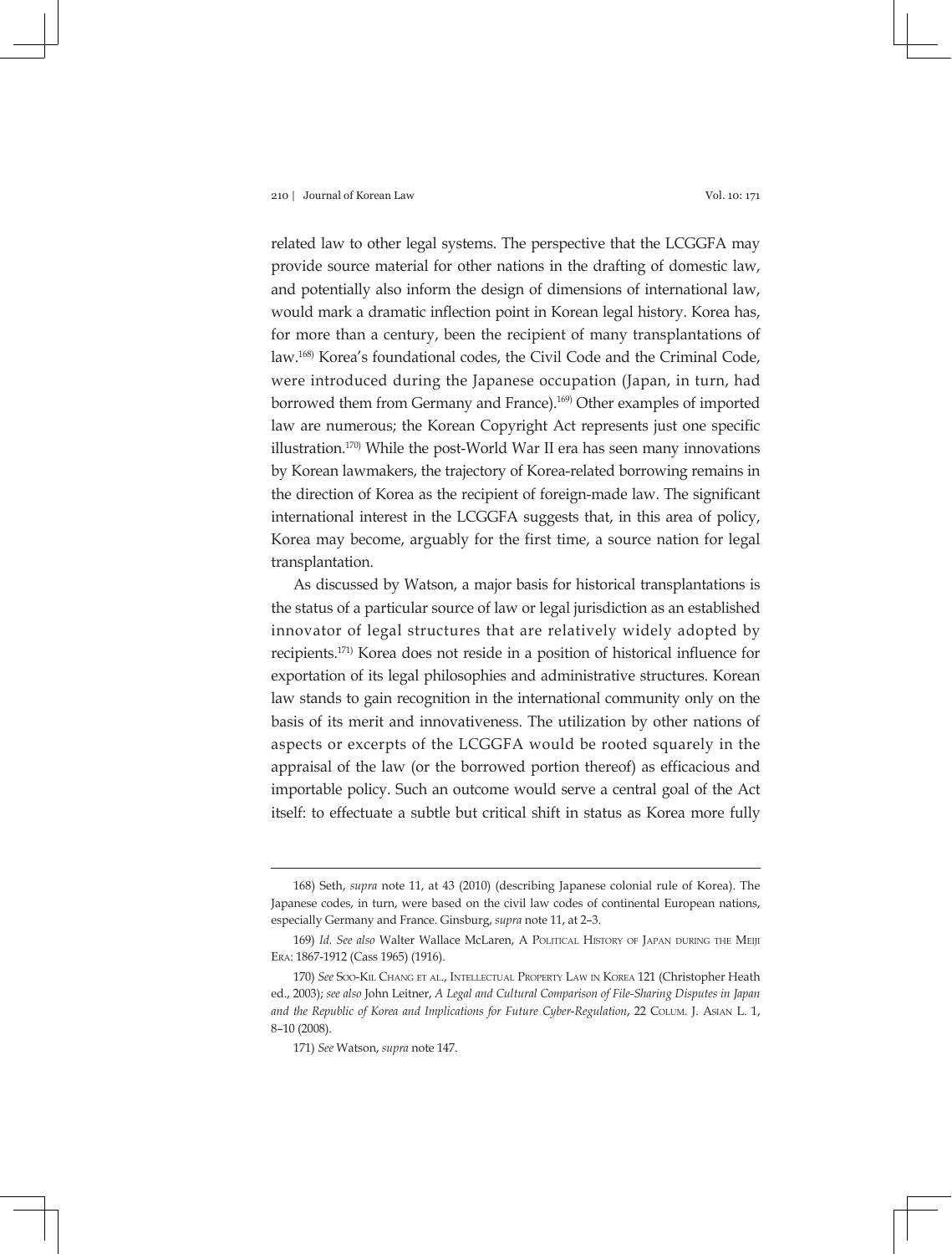related law to other legal systems. The perspective that the LCGGFA may provide source material for other nations in the drafting of domestic law, and potentially also inform the design of dimensions of international law, would mark a dramatic inflection point in Korean legal history. Korea has, for more than a century, been the recipient of many transplantations of law.[168] Korea's foundational codes, the Civil Code and the Criminal Code, were introduced during the Japanese occupation (Japan, in turn, had borrowed them from Germany and France).[169] Other examples of imported law are numerous; the Korean Copyright Act represents just one specific illustration.[170] While the post-World War II era has seen many innovations by Korean lawmakers, the trajectory of Korea-related borrowing remains in the direction of Korea as the recipient of foreign-made law. The significant international interest in the LCGGFA suggests that, in this area of policy, Korea may become, arguably for the first time, a source nation for legal transplantation.

As discussed by Watson, a major basis for historical transplantations is the status of a particular source of law or legal jurisdiction as an established innovator of legal structures that are relatively widely adopted by recipients.[171] Korea does not reside in a position of historical influence for exportation of its legal philosophies and administrative structures. Korean law stands to gain recognition in the international community only on the basis of its merit and innovativeness. The utilization by other nations of aspects or excerpts of the LCGGFA would be rooted squarely in the appraisal of the law (or the borrowed portion thereof) as efficacious and importable policy. Such an outcome would serve a central goal of the Act itself: to effectuate a subtle but critical shift in status as Korea more fully

---

168) Seth, *supra* note 11, at 43 (2010) (describing Japanese colonial rule of Korea). The Japanese codes, in turn, were based on the civil law codes of continental European nations, especially Germany and France. Ginsburg, *supra* note 11, at 2–3.

169) *Id. See also* Walter Wallace McLaren, A Political History of Japan during the Meiji Era: 1867-1912 (Cass 1965) (1916).

170) *See* Soo-Kil Chang et al., Intellectual Property Law in Korea 121 (Christopher Heath ed., 2003); *see also* John Leitner, *A Legal and Cultural Comparison of File-Sharing Disputes in Japan and the Republic of Korea and Implications for Future Cyber-Regulation*, 22 Colum. J. Asian L. 1, 8–10 (2008).

171) *See* Watson, *supra* note 147.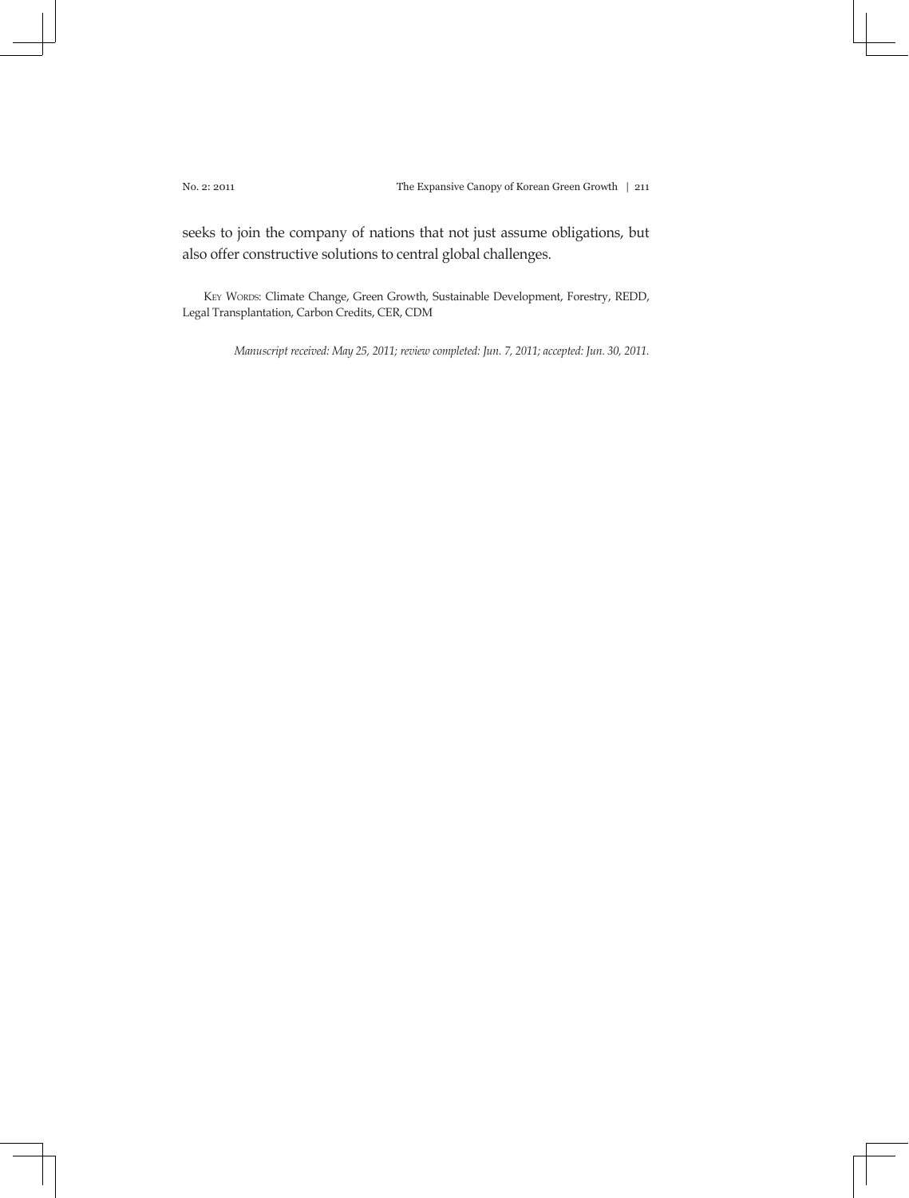seeks to join the company of nations that not just assume obligations, but also offer constructive solutions to central global challenges.

KEY WORDS: Climate Change, Green Growth, Sustainable Development, Forestry, REDD, Legal Transplantation, Carbon Credits, CER, CDM

*Manuscript received: May 25, 2011; review completed: Jun. 7, 2011; accepted: Jun. 30, 2011.*